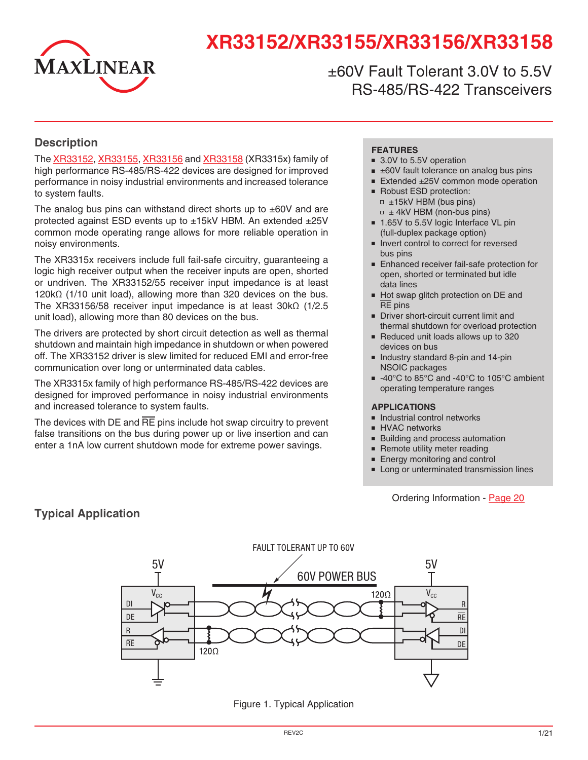# XR33152/XR33155/XR33156/XR33158

## ±60V Fault Tolerant 3.0V to 5.5V RS-485/RS-422 Transceivers

## Description

The XR33152, XR33155, XR33156 and XR33158 (XR3315x) family of high performance RS-485/RS-422 devices are designed for improved performance in noisy industrial environments and increased tolerance to system faults.

The analog bus pins can withstand direct shorts up to ±60V and are protected against ESD events up to ±15kV HBM. An extended ±25V common mode operating range allows for more reliable operation in noisy environments.

The XR3315x receivers include full fail-safe circuitry, guaranteeing a logic high receiver output when the receiver inputs are open, shorted or undriven. The XR33152/55 receiver input impedance is at least 120kΩ (1/10 unit load), allowing more than 320 devices on the bus. The XR33156/58 receiver input impedance is at least 30kΩ (1/2.5 unit load), allowing more than 80 devices on the bus.

The drivers are protected by short circuit detection as well as thermal shutdown and maintain high impedance in shutdown or when powered off. The XR33152 driver is slew limited for reduced EMI and error-free communication over long or unterminated data cables.

The XR3315x family of high performance RS-485/RS-422 devices are designed for improved performance in noisy industrial environments and increased tolerance to system faults.

The devices with DE and $\overline{RE}$ pins include hot swap circuitry to prevent false transitions on the bus during power up or live insertion and can enter a 1nA low current shutdown mode for extreme power savings.

**FEATURES**

- 3.0V to 5.5V operation
- ±60V fault tolerance on analog bus pins
- Extended ±25V common mode operation
- Robust ESD protection:
  - ±15kV HBM (bus pins)
  - ± 4kV HBM (non-bus pins)
- 1.65V to 5.5V logic Interface VL pin (full-duplex package option)
- Invert control to correct for reversed bus pins
- Enhanced receiver fail-safe protection for open, shorted or terminated but idle data lines
- Hot swap glitch protection on DE and $\overline{RE}$ pins
- Driver short-circuit current limit and thermal shutdown for overload protection
- Reduced unit loads allows up to 320 devices on bus
- Industry standard 8-pin and 14-pin NSOIC packages
- -40°C to 85°C and -40°C to 105°C ambient operating temperature ranges

**APPLICATIONS**

- Industrial control networks
- HVAC networks
- Building and process automation
- Remote utility meter reading
- Energy monitoring and control
- Long or unterminated transmission lines

Ordering Information - Page 20

## Typical Application

Figure 1. Typical Application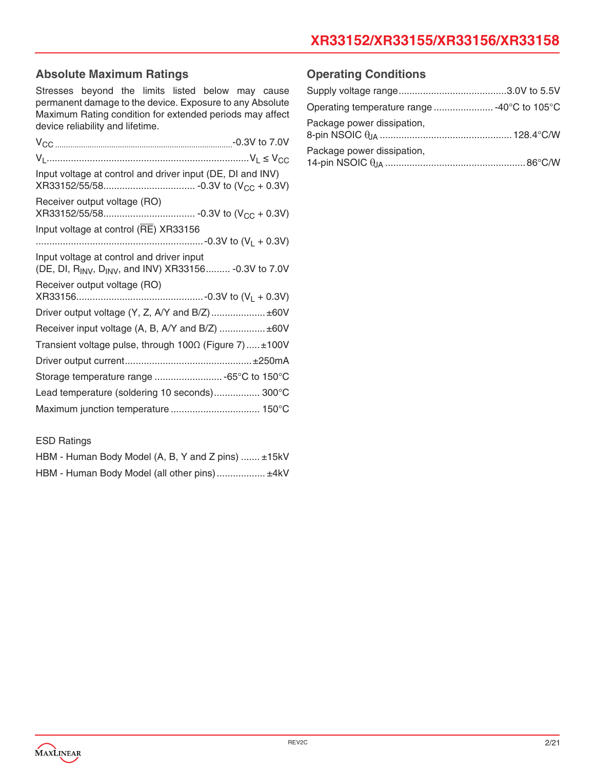## Absolute Maximum Ratings

Stresses beyond the limits listed below may cause permanent damage to the device. Exposure to any Absolute Maximum Rating condition for extended periods may affect device reliability and lifetime.

$V_{CC}$ .......................................................... -0.3V to 7.0V

$V_L$ .......................................................... $V_L \leq V_{CC}$

Input voltage at control and driver input (DE, DI and INV) XR33152/55/58.................................. -0.3V to ($V_{CC}$ + 0.3V)

Receiver output voltage (RO) XR33152/55/58.................................. -0.3V to ($V_{CC}$ + 0.3V)

Input voltage at control ($\overline{RE}$) XR33156 .......................................................... -0.3V to ($V_L$ + 0.3V)

Input voltage at control and driver input (DE, DI, $R_{INV}$, $D_{INV}$, and INV) XR33156......... -0.3V to 7.0V

Receiver output voltage (RO) XR33156.............................................. -0.3V to ($V_L$ + 0.3V)

Driver output voltage (Y, Z, A/Y and B/Z).................... ±60V

Receiver input voltage (A, B, A/Y and B/Z) ................. ±60V

Transient voltage pulse, through 100Ω (Figure 7)..... ±100V

Driver output current.............................................. ±250mA

Storage temperature range ......................... -65°C to 150°C

Lead temperature (soldering 10 seconds)................. 300°C

Maximum junction temperature ................................. 150°C

ESD Ratings

HBM - Human Body Model (A, B, Y and Z pins) ....... ±15kV

HBM - Human Body Model (all other pins).................. ±4kV

## Operating Conditions

Supply voltage range........................................3.0V to 5.5V

Operating temperature range ...................... -40°C to 105°C

Package power dissipation, 8-pin NSOIC $\theta_{JA}$ ................................................ 128.4°C/W

Package power dissipation, 14-pin NSOIC $\theta_{JA}$ .................................................. 86°C/W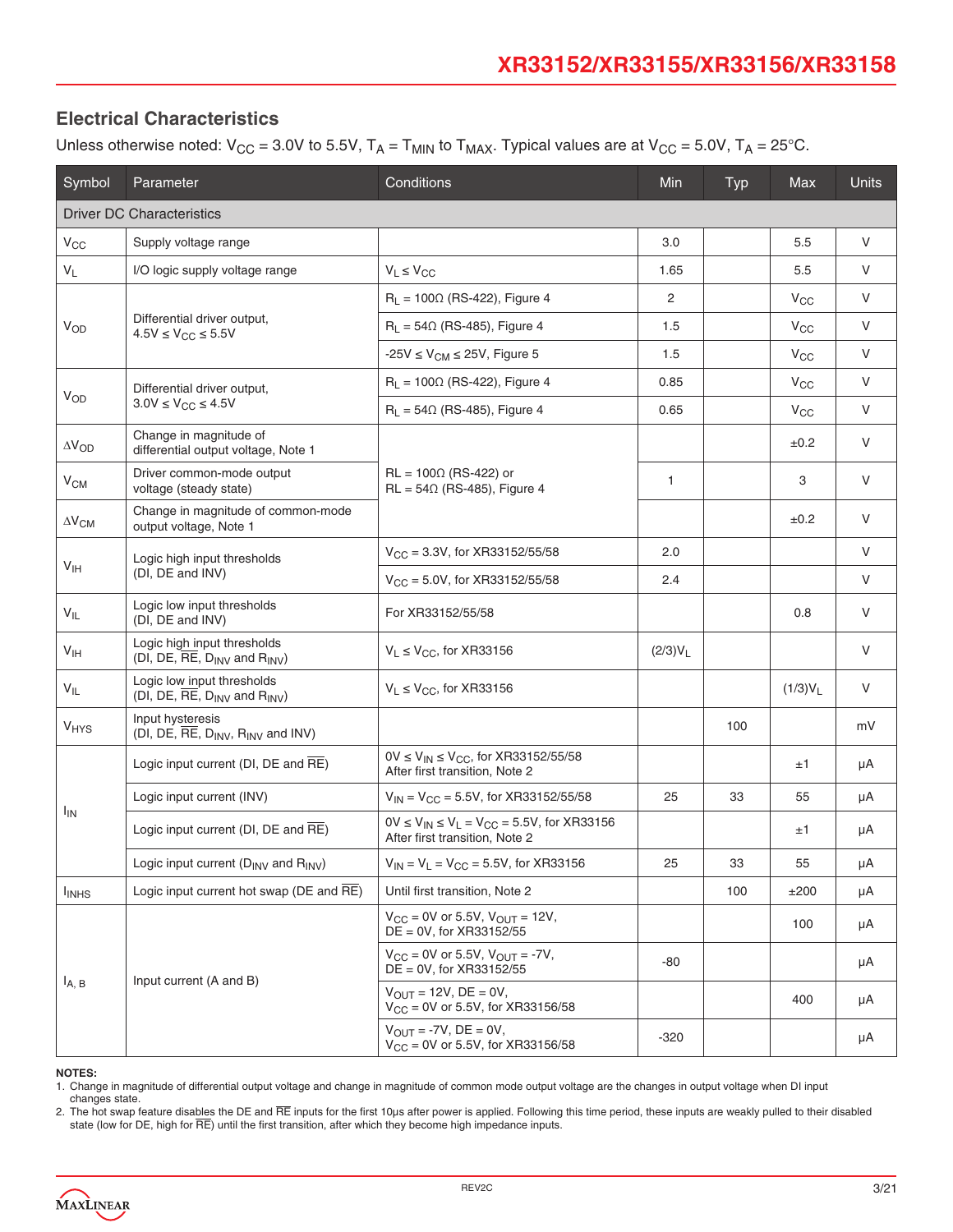## Electrical Characteristics

Unless otherwise noted: $V_{CC}$ = 3.0V to 5.5V, $T_A$ = $T_{MIN}$ to $T_{MAX}$. Typical values are at $V_{CC}$ = 5.0V, $T_A$ = 25°C.

| Symbol | Parameter | Conditions | Min | Typ | Max | Units |
|---|---|---|---|---|---|---|
| **Driver DC Characteristics** | | | | | | |
| $V_{CC}$ | Supply voltage range | | 3.0 | | 5.5 | V |
| $V_L$ | I/O logic supply voltage range | $V_L \leq V_{CC}$ | 1.65 | | 5.5 | V |
| $V_{OD}$ | Differential driver output, $4.5V \leq V_{CC} \leq 5.5V$ | $R_L$ = 100Ω (RS-422), Figure 4 | 2 | | $V_{CC}$ | V |
| | | $R_L$ = 54Ω (RS-485), Figure 4 | 1.5 | | $V_{CC}$ | V |
| | | $-25V \leq V_{CM} \leq 25V$, Figure 5 | 1.5 | | $V_{CC}$ | V |
| $V_{OD}$ | Differential driver output, $3.0V \leq V_{CC} \leq 4.5V$ | $R_L$ = 100Ω (RS-422), Figure 4 | 0.85 | | $V_{CC}$ | V |
| | | $R_L$ = 54Ω (RS-485), Figure 4 | 0.65 | | $V_{CC}$ | V |
| $\Delta V_{OD}$ | Change in magnitude of differential output voltage, Note 1 | RL = 100Ω (RS-422) or RL = 54Ω (RS-485), Figure 4 | | | ±0.2 | V |
| $V_{CM}$ | Driver common-mode output voltage (steady state) | RL = 100Ω (RS-422) or RL = 54Ω (RS-485), Figure 4 | 1 | | 3 | V |
| $\Delta V_{CM}$ | Change in magnitude of common-mode output voltage, Note 1 | RL = 100Ω (RS-422) or RL = 54Ω (RS-485), Figure 4 | | | ±0.2 | V |
| $V_{IH}$ | Logic high input thresholds (DI, DE and INV) | $V_{CC}$ = 3.3V, for XR33152/55/58 | 2.0 | | | V |
| | | $V_{CC}$ = 5.0V, for XR33152/55/58 | 2.4 | | | V |
| $V_{IL}$ | Logic low input thresholds (DI, DE and INV) | For XR33152/55/58 | | | 0.8 | V |
| $V_{IH}$ | Logic high input thresholds (DI, DE, $\overline{RE}$, $D_{INV}$ and $R_{INV}$) | $V_L \leq V_{CC}$, for XR33156 | $(2/3)V_L$ | | | V |
| $V_{IL}$ | Logic low input thresholds (DI, DE, $\overline{RE}$, $D_{INV}$ and $R_{INV}$) | $V_L \leq V_{CC}$, for XR33156 | | | $(1/3)V_L$ | V |
| $V_{HYS}$ | Input hysteresis (DI, DE, $\overline{RE}$, $D_{INV}$, $R_{INV}$ and INV) | | | 100 | | mV |
| $I_{IN}$ | Logic input current (DI, DE and $\overline{RE}$) | $0V \leq V_{IN} \leq V_{CC}$, for XR33152/55/58 After first transition, Note 2 | | | ±1 | µA |
| | Logic input current (INV) | $V_{IN} = V_{CC}$ = 5.5V, for XR33152/55/58 | 25 | 33 | 55 | µA |
| | Logic input current (DI, DE and $\overline{RE}$) | $0V \leq V_{IN} \leq V_L = V_{CC}$ = 5.5V, for XR33156 After first transition, Note 2 | | | ±1 | µA |
| | Logic input current ($D_{INV}$ and $R_{INV}$) | $V_{IN} = V_L = V_{CC}$ = 5.5V, for XR33156 | 25 | 33 | 55 | µA |
| $I_{INHS}$ | Logic input current hot swap (DE and $\overline{RE}$) | Until first transition, Note 2 | | 100 | ±200 | µA |
| $I_{A,B}$ | Input current (A and B) | $V_{CC}$ = 0V or 5.5V, $V_{OUT}$ = 12V, DE = 0V, for XR33152/55 | | | 100 | µA |
| | | $V_{CC}$ = 0V or 5.5V, $V_{OUT}$ = -7V, DE = 0V, for XR33152/55 | -80 | | | µA |
| | | $V_{OUT}$ = 12V, DE = 0V, $V_{CC}$ = 0V or 5.5V, for XR33156/58 | | | 400 | µA |
| | | $V_{OUT}$ = -7V, DE = 0V, $V_{CC}$ = 0V or 5.5V, for XR33156/58 | -320 | | | µA |

**NOTES:**

1. Change in magnitude of differential output voltage and change in magnitude of common mode output voltage are the changes in output voltage when DI input changes state.
2. The hot swap feature disables the DE and $\overline{RE}$ inputs for the first 10µs after power is applied. Following this time period, these inputs are weakly pulled to their disabled state (low for DE, high for $\overline{RE}$) until the first transition, after which they become high impedance inputs.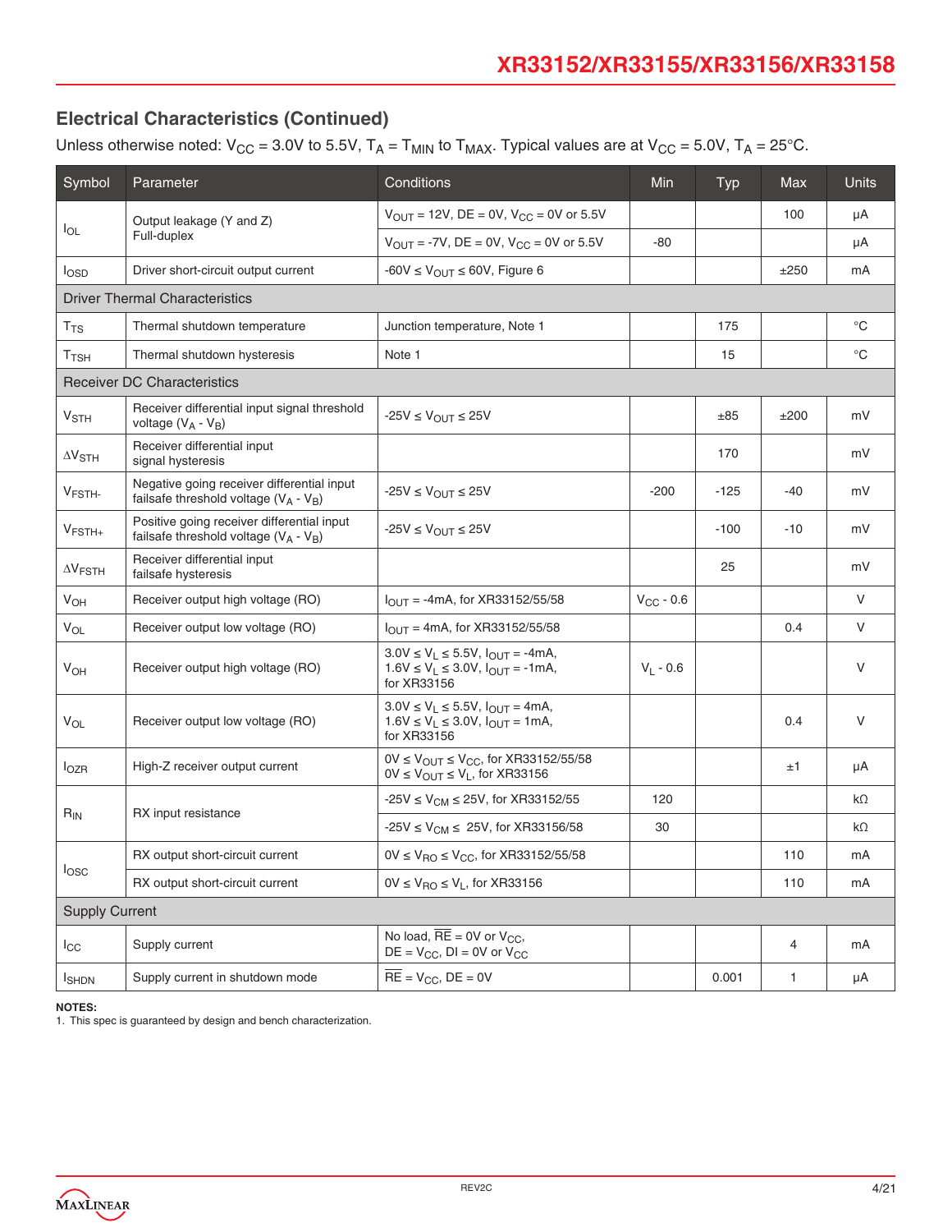## Electrical Characteristics (Continued)

Unless otherwise noted: $V_{CC}$ = 3.0V to 5.5V, $T_A$ = $T_{MIN}$ to $T_{MAX}$. Typical values are at $V_{CC}$ = 5.0V, $T_A$ = 25°C.

| Symbol | Parameter | Conditions | Min | Typ | Max | Units |
|---|---|---|---|---|---|---|
| $I_{OL}$ | Output leakage (Y and Z) Full-duplex | $V_{OUT}$ = 12V, DE = 0V, $V_{CC}$ = 0V or 5.5V | | | 100 | µA |
| | | $V_{OUT}$ = -7V, DE = 0V, $V_{CC}$ = 0V or 5.5V | -80 | | | µA |
| $I_{OSD}$ | Driver short-circuit output current | -60V ≤ $V_{OUT}$ ≤ 60V, Figure 6 | | | ±250 | mA |
| **Driver Thermal Characteristics** | | | | | | |
| $T_{TS}$ | Thermal shutdown temperature | Junction temperature, Note 1 | | 175 | | °C |
| $T_{TSH}$ | Thermal shutdown hysteresis | Note 1 | | 15 | | °C |
| **Receiver DC Characteristics** | | | | | | |
| $V_{STH}$ | Receiver differential input signal threshold voltage ($V_A$ - $V_B$) | -25V ≤ $V_{OUT}$ ≤ 25V | | ±85 | ±200 | mV |
| $\Delta V_{STH}$ | Receiver differential input signal hysteresis | | | 170 | | mV |
| $V_{FSTH-}$ | Negative going receiver differential input failsafe threshold voltage ($V_A$ - $V_B$) | -25V ≤ $V_{OUT}$ ≤ 25V | -200 | -125 | -40 | mV |
| $V_{FSTH+}$ | Positive going receiver differential input failsafe threshold voltage ($V_A$ - $V_B$) | -25V ≤ $V_{OUT}$ ≤ 25V | | -100 | -10 | mV |
| $\Delta V_{FSTH}$ | Receiver differential input failsafe hysteresis | | | 25 | | mV |
| $V_{OH}$ | Receiver output high voltage (RO) | $I_{OUT}$ = -4mA, for XR33152/55/58 | $V_{CC}$ - 0.6 | | | V |
| $V_{OL}$ | Receiver output low voltage (RO) | $I_{OUT}$ = 4mA, for XR33152/55/58 | | | 0.4 | V |
| $V_{OH}$ | Receiver output high voltage (RO) | 3.0V ≤ $V_L$ ≤ 5.5V, $I_{OUT}$ = -4mA, 1.6V ≤ $V_L$ ≤ 3.0V, $I_{OUT}$ = -1mA, for XR33156 | $V_L$ - 0.6 | | | V |
| $V_{OL}$ | Receiver output low voltage (RO) | 3.0V ≤ $V_L$ ≤ 5.5V, $I_{OUT}$ = 4mA, 1.6V ≤ $V_L$ ≤ 3.0V, $I_{OUT}$ = 1mA, for XR33156 | | | 0.4 | V |
| $I_{OZR}$ | High-Z receiver output current | 0V ≤ $V_{OUT}$ ≤ $V_{CC}$, for XR33152/55/58 0V ≤ $V_{OUT}$ ≤ $V_L$, for XR33156 | | | ±1 | µA |
| $R_{IN}$ | RX input resistance | -25V ≤ $V_{CM}$ ≤ 25V, for XR33152/55 | 120 | | | kΩ |
| | | -25V ≤ $V_{CM}$ ≤ 25V, for XR33156/58 | 30 | | | kΩ |
| $I_{OSC}$ | RX output short-circuit current | 0V ≤ $V_{RO}$ ≤ $V_{CC}$, for XR33152/55/58 | | | 110 | mA |
| | RX output short-circuit current | 0V ≤ $V_{RO}$ ≤ $V_L$, for XR33156 | | | 110 | mA |
| **Supply Current** | | | | | | |
| $I_{CC}$ | Supply current | No load, $\overline{RE}$ = 0V or $V_{CC}$, DE = $V_{CC}$, DI = 0V or $V_{CC}$ | | | 4 | mA |
| $I_{SHDN}$ | Supply current in shutdown mode | $\overline{RE}$ = $V_{CC}$, DE = 0V | | 0.001 | 1 | µA |

**NOTES:**
1. This spec is guaranteed by design and bench characterization.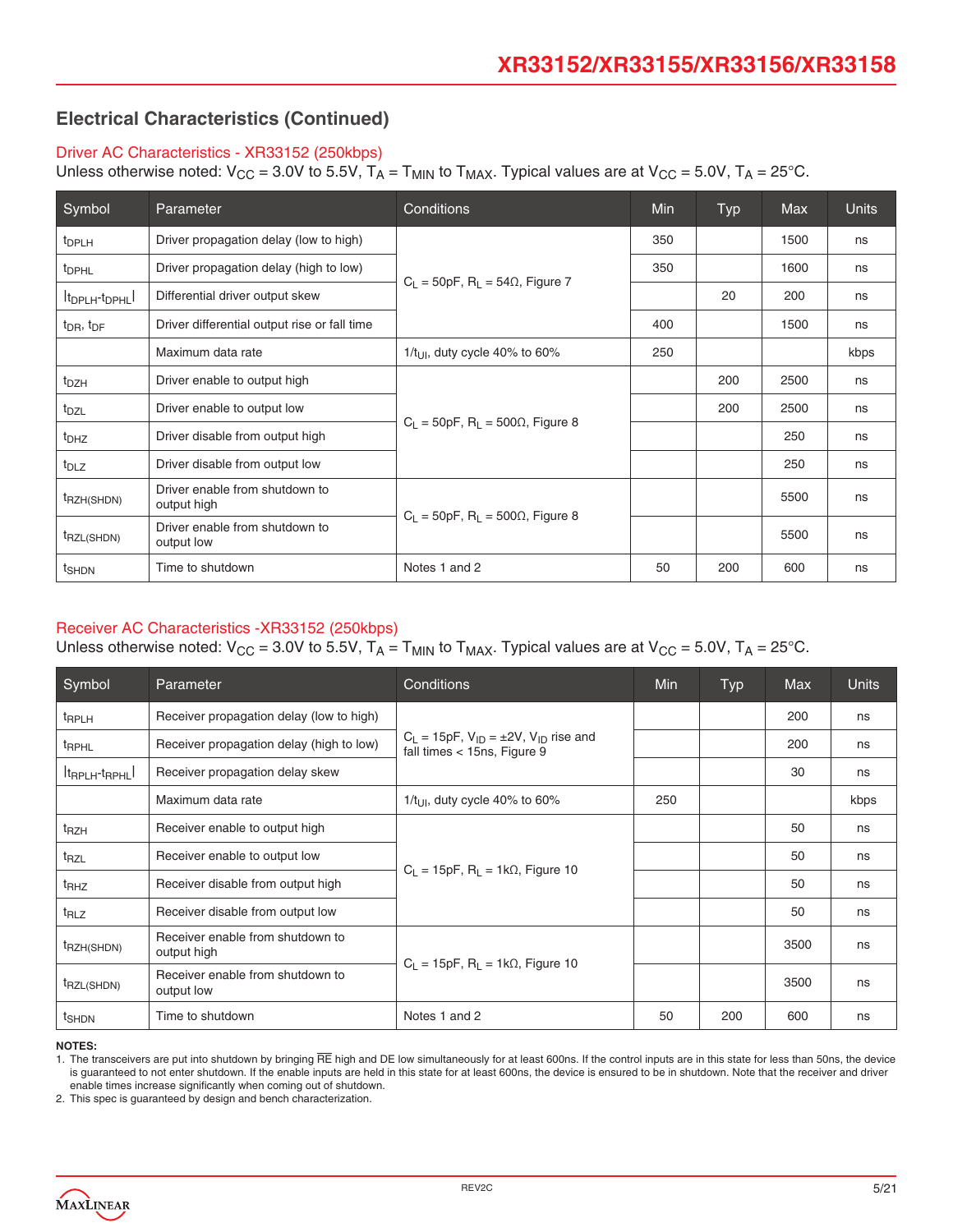## Electrical Characteristics (Continued)

### Driver AC Characteristics - XR33152 (250kbps)

Unless otherwise noted: $V_{CC}$ = 3.0V to 5.5V, $T_A$ = $T_{MIN}$ to $T_{MAX}$. Typical values are at $V_{CC}$ = 5.0V, $T_A$ = 25°C.

| Symbol | Parameter | Conditions | Min | Typ | Max | Units |
|---|---|---|---|---|---|---|
| $t_{DPLH}$ | Driver propagation delay (low to high) | $C_L$ = 50pF, $R_L$ = 54Ω, Figure 7 | 350 | | 1500 | ns |
| $t_{DPHL}$ | Driver propagation delay (high to low) | | 350 | | 1600 | ns |
| $\lvert t_{DPLH}-t_{DPHL}\rvert$ | Differential driver output skew | | | 20 | 200 | ns |
| $t_{DR}$, $t_{DF}$ | Driver differential output rise or fall time | | 400 | | 1500 | ns |
| | Maximum data rate | $1/t_{UI}$, duty cycle 40% to 60% | 250 | | | kbps |
| $t_{DZH}$ | Driver enable to output high | $C_L$ = 50pF, $R_L$ = 500Ω, Figure 8 | | 200 | 2500 | ns |
| $t_{DZL}$ | Driver enable to output low | | | 200 | 2500 | ns |
| $t_{DHZ}$ | Driver disable from output high | | | | 250 | ns |
| $t_{DLZ}$ | Driver disable from output low | | | | 250 | ns |
| $t_{RZH(SHDN)}$ | Driver enable from shutdown to output high | $C_L$ = 50pF, $R_L$ = 500Ω, Figure 8 | | | 5500 | ns |
| $t_{RZL(SHDN)}$ | Driver enable from shutdown to output low | | | | 5500 | ns |
| $t_{SHDN}$ | Time to shutdown | Notes 1 and 2 | 50 | 200 | 600 | ns |

### Receiver AC Characteristics -XR33152 (250kbps)

Unless otherwise noted: $V_{CC}$ = 3.0V to 5.5V, $T_A$ = $T_{MIN}$ to $T_{MAX}$. Typical values are at $V_{CC}$ = 5.0V, $T_A$ = 25°C.

| Symbol | Parameter | Conditions | Min | Typ | Max | Units |
|---|---|---|---|---|---|---|
| $t_{RPLH}$ | Receiver propagation delay (low to high) | $C_L$ = 15pF, $V_{ID}$ = ±2V, $V_{ID}$ rise and fall times < 15ns, Figure 9 | | | 200 | ns |
| $t_{RPHL}$ | Receiver propagation delay (high to low) | | | | 200 | ns |
| $\lvert t_{RPLH}-t_{RPHL}\rvert$ | Receiver propagation delay skew | | | | 30 | ns |
| | Maximum data rate | $1/t_{UI}$, duty cycle 40% to 60% | 250 | | | kbps |
| $t_{RZH}$ | Receiver enable to output high | $C_L$ = 15pF, $R_L$ = 1kΩ, Figure 10 | | | 50 | ns |
| $t_{RZL}$ | Receiver enable to output low | | | | 50 | ns |
| $t_{RHZ}$ | Receiver disable from output high | | | | 50 | ns |
| $t_{RLZ}$ | Receiver disable from output low | | | | 50 | ns |
| $t_{RZH(SHDN)}$ | Receiver enable from shutdown to output high | $C_L$ = 15pF, $R_L$ = 1kΩ, Figure 10 | | | 3500 | ns |
| $t_{RZL(SHDN)}$ | Receiver enable from shutdown to output low | | | | 3500 | ns |
| $t_{SHDN}$ | Time to shutdown | Notes 1 and 2 | 50 | 200 | 600 | ns |

**NOTES:**

1. The transceivers are put into shutdown by bringing $\overline{RE}$ high and DE low simultaneously for at least 600ns. If the control inputs are in this state for less than 50ns, the device is guaranteed to not enter shutdown. If the enable inputs are held in this state for at least 600ns, the device is ensured to be in shutdown. Note that the receiver and driver enable times increase significantly when coming out of shutdown.
2. This spec is guaranteed by design and bench characterization.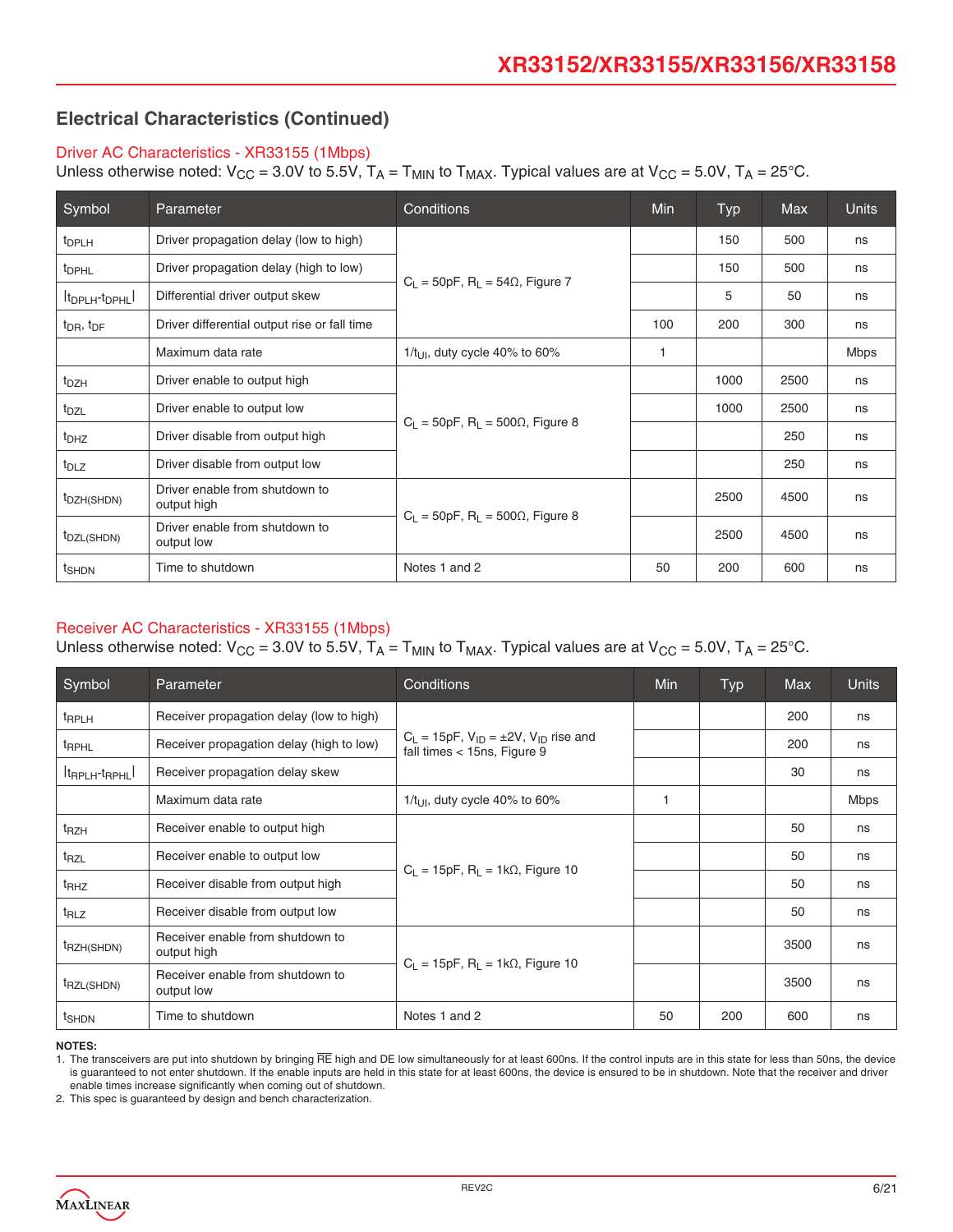## Electrical Characteristics (Continued)

### Driver AC Characteristics - XR33155 (1Mbps)

Unless otherwise noted: $V_{CC}$ = 3.0V to 5.5V, $T_A$ = $T_{MIN}$ to $T_{MAX}$. Typical values are at $V_{CC}$ = 5.0V, $T_A$ = 25°C.

| Symbol | Parameter | Conditions | Min | Typ | Max | Units |
|---|---|---|---|---|---|---|
| $t_{DPLH}$ | Driver propagation delay (low to high) | $C_L$ = 50pF, $R_L$ = 54Ω, Figure 7 | | 150 | 500 | ns |
| $t_{DPHL}$ | Driver propagation delay (high to low) | | | 150 | 500 | ns |
| $\|t_{DPLH}-t_{DPHL}\|$ | Differential driver output skew | | | 5 | 50 | ns |
| $t_{DR}$, $t_{DF}$ | Driver differential output rise or fall time | | 100 | 200 | 300 | ns |
| | Maximum data rate | $1/t_{UI}$, duty cycle 40% to 60% | 1 | | | Mbps |
| $t_{DZH}$ | Driver enable to output high | $C_L$ = 50pF, $R_L$ = 500Ω, Figure 8 | | 1000 | 2500 | ns |
| $t_{DZL}$ | Driver enable to output low | | | 1000 | 2500 | ns |
| $t_{DHZ}$ | Driver disable from output high | | | | 250 | ns |
| $t_{DLZ}$ | Driver disable from output low | | | | 250 | ns |
| $t_{DZH(SHDN)}$ | Driver enable from shutdown to output high | $C_L$ = 50pF, $R_L$ = 500Ω, Figure 8 | | 2500 | 4500 | ns |
| $t_{DZL(SHDN)}$ | Driver enable from shutdown to output low | | | 2500 | 4500 | ns |
| $t_{SHDN}$ | Time to shutdown | Notes 1 and 2 | 50 | 200 | 600 | ns |

### Receiver AC Characteristics - XR33155 (1Mbps)

Unless otherwise noted: $V_{CC}$ = 3.0V to 5.5V, $T_A$ = $T_{MIN}$ to $T_{MAX}$. Typical values are at $V_{CC}$ = 5.0V, $T_A$ = 25°C.

| Symbol | Parameter | Conditions | Min | Typ | Max | Units |
|---|---|---|---|---|---|---|
| $t_{RPLH}$ | Receiver propagation delay (low to high) | $C_L$ = 15pF, $V_{ID}$ = ±2V, $V_{ID}$ rise and fall times < 15ns, Figure 9 | | | 200 | ns |
| $t_{RPHL}$ | Receiver propagation delay (high to low) | | | | 200 | ns |
| $\|t_{RPLH}-t_{RPHL}\|$ | Receiver propagation delay skew | | | | 30 | ns |
| | Maximum data rate | $1/t_{UI}$, duty cycle 40% to 60% | 1 | | | Mbps |
| $t_{RZH}$ | Receiver enable to output high | $C_L$ = 15pF, $R_L$ = 1kΩ, Figure 10 | | | 50 | ns |
| $t_{RZL}$ | Receiver enable to output low | | | | 50 | ns |
| $t_{RHZ}$ | Receiver disable from output high | | | | 50 | ns |
| $t_{RLZ}$ | Receiver disable from output low | | | | 50 | ns |
| $t_{RZH(SHDN)}$ | Receiver enable from shutdown to output high | $C_L$ = 15pF, $R_L$ = 1kΩ, Figure 10 | | | 3500 | ns |
| $t_{RZL(SHDN)}$ | Receiver enable from shutdown to output low | | | | 3500 | ns |
| $t_{SHDN}$ | Time to shutdown | Notes 1 and 2 | 50 | 200 | 600 | ns |

**NOTES:**

1. The transceivers are put into shutdown by bringing $\overline{RE}$ high and DE low simultaneously for at least 600ns. If the control inputs are in this state for less than 50ns, the device is guaranteed to not enter shutdown. If the enable inputs are held in this state for at least 600ns, the device is ensured to be in shutdown. Note that the receiver and driver enable times increase significantly when coming out of shutdown.
2. This spec is guaranteed by design and bench characterization.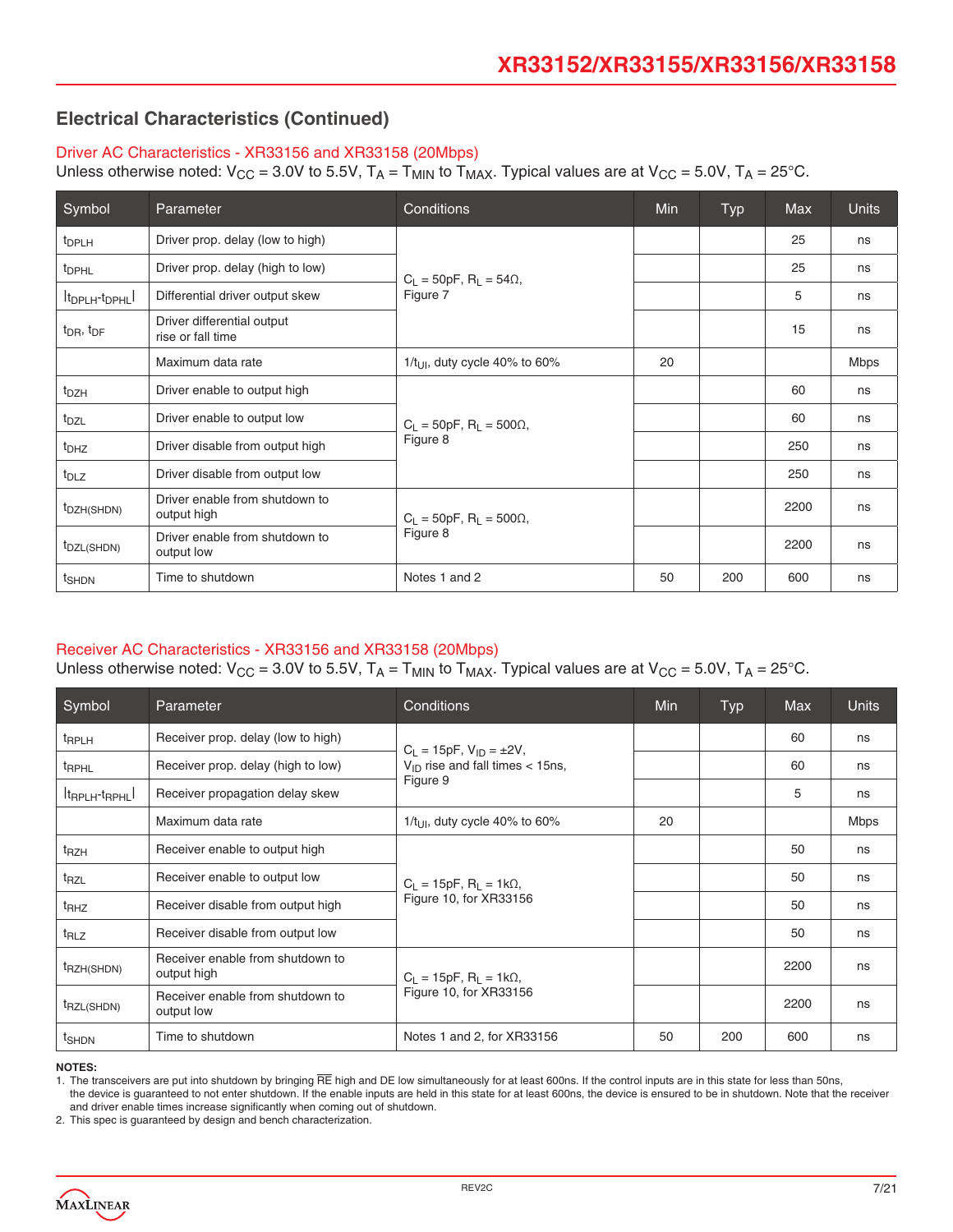## Electrical Characteristics (Continued)

### Driver AC Characteristics - XR33156 and XR33158 (20Mbps)

Unless otherwise noted: $V_{CC}$ = 3.0V to 5.5V, $T_A$ = $T_{MIN}$ to $T_{MAX}$. Typical values are at $V_{CC}$ = 5.0V, $T_A$ = 25°C.

| Symbol | Parameter | Conditions | Min | Typ | Max | Units |
|---|---|---|---|---|---|---|
| $t_{DPLH}$ | Driver prop. delay (low to high) | $C_L$ = 50pF, $R_L$ = 54Ω, Figure 7 | | | 25 | ns |
| $t_{DPHL}$ | Driver prop. delay (high to low) | | | | 25 | ns |
| $\|t_{DPLH}-t_{DPHL}\|$ | Differential driver output skew | | | | 5 | ns |
| $t_{DR}$, $t_{DF}$ | Driver differential output rise or fall time | | | | 15 | ns |
| | Maximum data rate | $1/t_{UI}$, duty cycle 40% to 60% | 20 | | | Mbps |
| $t_{DZH}$ | Driver enable to output high | $C_L$ = 50pF, $R_L$ = 500Ω, Figure 8 | | | 60 | ns |
| $t_{DZL}$ | Driver enable to output low | | | | 60 | ns |
| $t_{DHZ}$ | Driver disable from output high | | | | 250 | ns |
| $t_{DLZ}$ | Driver disable from output low | | | | 250 | ns |
| $t_{DZH(SHDN)}$ | Driver enable from shutdown to output high | $C_L$ = 50pF, $R_L$ = 500Ω, Figure 8 | | | 2200 | ns |
| $t_{DZL(SHDN)}$ | Driver enable from shutdown to output low | | | | 2200 | ns |
| $t_{SHDN}$ | Time to shutdown | Notes 1 and 2 | 50 | 200 | 600 | ns |

### Receiver AC Characteristics - XR33156 and XR33158 (20Mbps)

Unless otherwise noted: $V_{CC}$ = 3.0V to 5.5V, $T_A$ = $T_{MIN}$ to $T_{MAX}$. Typical values are at $V_{CC}$ = 5.0V, $T_A$ = 25°C.

| Symbol | Parameter | Conditions | Min | Typ | Max | Units |
|---|---|---|---|---|---|---|
| $t_{RPLH}$ | Receiver prop. delay (low to high) | $C_L$ = 15pF, $V_{ID}$ = ±2V, $V_{ID}$ rise and fall times < 15ns, Figure 9 | | | 60 | ns |
| $t_{RPHL}$ | Receiver prop. delay (high to low) | | | | 60 | ns |
| $\|t_{RPLH}-t_{RPHL}\|$ | Receiver propagation delay skew | | | | 5 | ns |
| | Maximum data rate | $1/t_{UI}$, duty cycle 40% to 60% | 20 | | | Mbps |
| $t_{RZH}$ | Receiver enable to output high | $C_L$ = 15pF, $R_L$ = 1kΩ, Figure 10, for XR33156 | | | 50 | ns |
| $t_{RZL}$ | Receiver enable to output low | | | | 50 | ns |
| $t_{RHZ}$ | Receiver disable from output high | | | | 50 | ns |
| $t_{RLZ}$ | Receiver disable from output low | | | | 50 | ns |
| $t_{RZH(SHDN)}$ | Receiver enable from shutdown to output high | $C_L$ = 15pF, $R_L$ = 1kΩ, Figure 10, for XR33156 | | | 2200 | ns |
| $t_{RZL(SHDN)}$ | Receiver enable from shutdown to output low | | | | 2200 | ns |
| $t_{SHDN}$ | Time to shutdown | Notes 1 and 2, for XR33156 | 50 | 200 | 600 | ns |

**NOTES:**

1. The transceivers are put into shutdown by bringing $\overline{RE}$ high and DE low simultaneously for at least 600ns. If the control inputs are in this state for less than 50ns, the device is guaranteed to not enter shutdown. If the enable inputs are held in this state for at least 600ns, the device is ensured to be in shutdown. Note that the receiver and driver enable times increase significantly when coming out of shutdown.
2. This spec is guaranteed by design and bench characterization.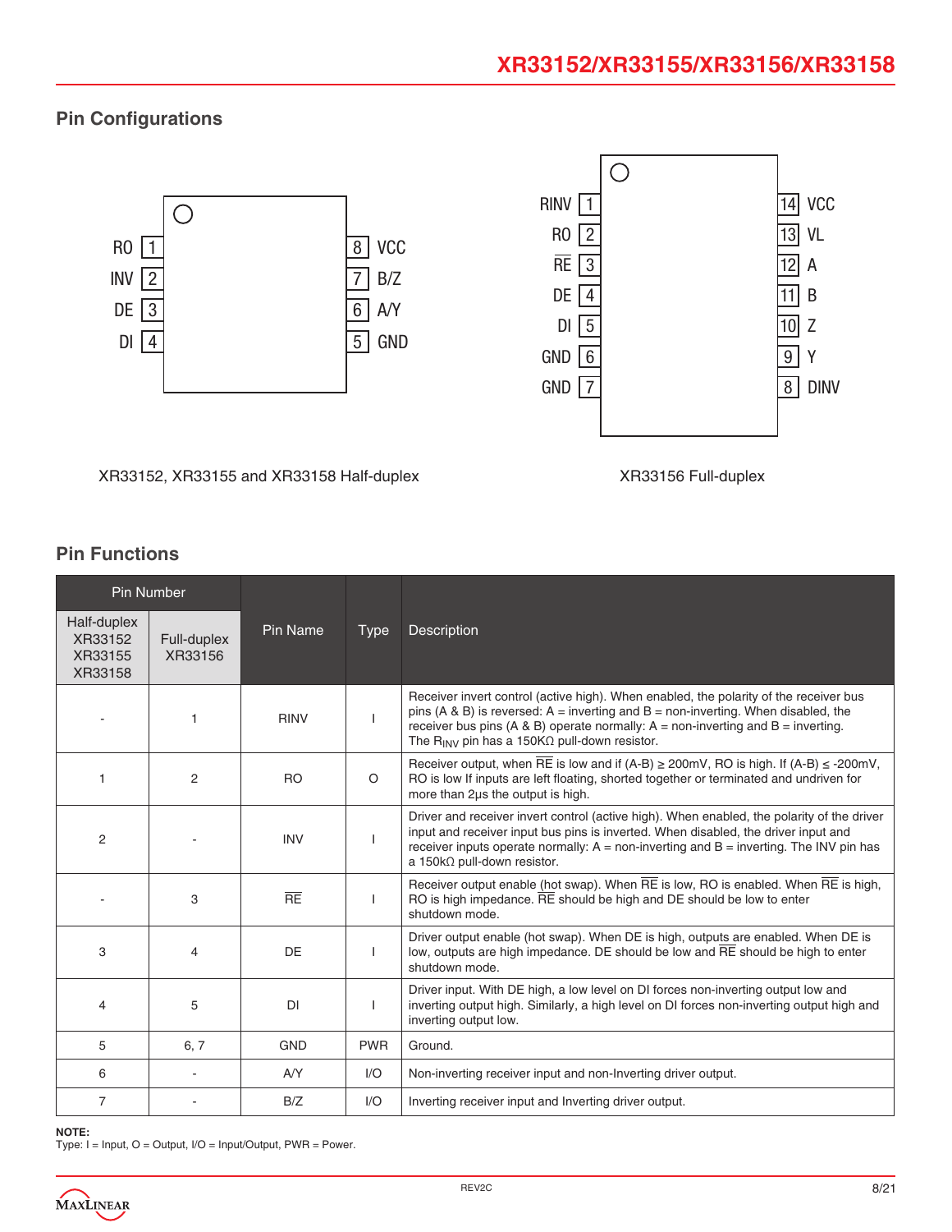## Pin Configurations

| Pin | Name | | Pin | Name |
|---|---|---|---|---|
| 1 | RO | | 8 | VCC |
| 2 | INV | | 7 | B/Z |
| 3 | DE | | 6 | A/Y |
| 4 | DI | | 5 | GND |

XR33152, XR33155 and XR33158 Half-duplex

| Pin | Name | | Pin | Name |
|---|---|---|---|---|
| 1 | RINV | | 14 | VCC |
| 2 | RO | | 13 | VL |
| 3 | $\overline{RE}$ | | 12 | A |
| 4 | DE | | 11 | B |
| 5 | DI | | 10 | Z |
| 6 | GND | | 9 | Y |
| 7 | GND | | 8 | DINV |

XR33156 Full-duplex

## Pin Functions

| Pin Number | | Pin Name | Type | Description |
|---|---|---|---|---|
| Half-duplex XR33152 XR33155 XR33158 | Full-duplex XR33156 | | | |
| - | 1 | RINV | I | Receiver invert control (active high). When enabled, the polarity of the receiver bus pins (A & B) is reversed: A = inverting and B = non-inverting. When disabled, the receiver bus pins (A & B) operate normally: A = non-inverting and B = inverting. The $R_{INV}$ pin has a 150KΩ pull-down resistor. |
| 1 | 2 | RO | O | Receiver output, when $\overline{RE}$ is low and if (A-B) ≥ 200mV, RO is high. If (A-B) ≤ -200mV, RO is low If inputs are left floating, shorted together or terminated and undriven for more than 2µs the output is high. |
| 2 | - | INV | I | Driver and receiver invert control (active high). When enabled, the polarity of the driver input and receiver input bus pins is inverted. When disabled, the driver input and receiver inputs operate normally: A = non-inverting and B = inverting. The INV pin has a 150kΩ pull-down resistor. |
| - | 3 | $\overline{RE}$ | I | Receiver output enable (hot swap). When $\overline{RE}$ is low, RO is enabled. When $\overline{RE}$ is high, RO is high impedance. $\overline{RE}$ should be high and DE should be low to enter shutdown mode. |
| 3 | 4 | DE | I | Driver output enable (hot swap). When DE is high, outputs are enabled. When DE is low, outputs are high impedance. DE should be low and $\overline{RE}$ should be high to enter shutdown mode. |
| 4 | 5 | DI | I | Driver input. With DE high, a low level on DI forces non-inverting output low and inverting output high. Similarly, a high level on DI forces non-inverting output high and inverting output low. |
| 5 | 6, 7 | GND | PWR | Ground. |
| 6 | - | A/Y | I/O | Non-inverting receiver input and non-Inverting driver output. |
| 7 | - | B/Z | I/O | Inverting receiver input and Inverting driver output. |

**NOTE:**
Type: I = Input, O = Output, I/O = Input/Output, PWR = Power.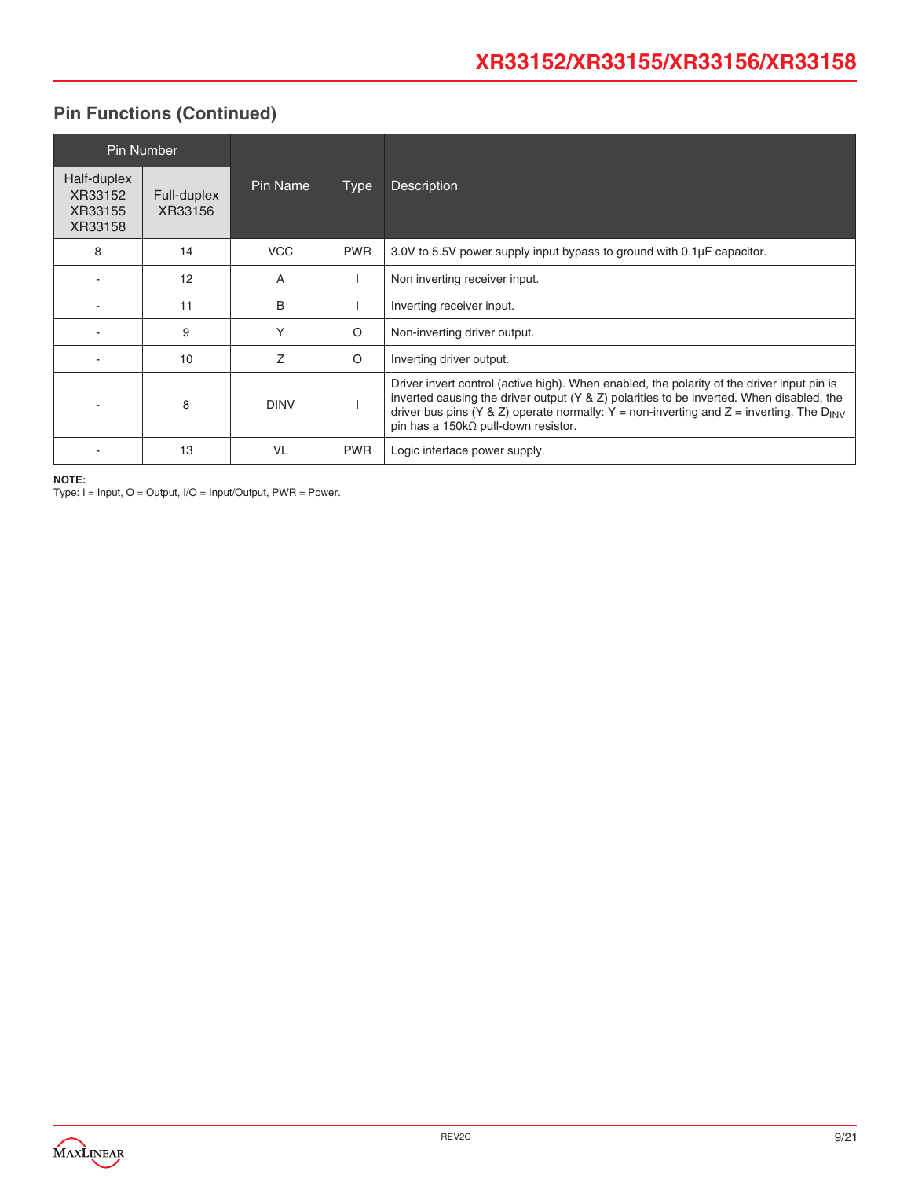## Pin Functions (Continued)

| Pin Number | | Pin Name | Type | Description |
|---|---|---|---|---|
| Half-duplex XR33152 XR33155 XR33158 | Full-duplex XR33156 | | | |
| 8 | 14 | VCC | PWR | 3.0V to 5.5V power supply input bypass to ground with 0.1µF capacitor. |
| - | 12 | A | I | Non inverting receiver input. |
| - | 11 | B | I | Inverting receiver input. |
| - | 9 | Y | O | Non-inverting driver output. |
| - | 10 | Z | O | Inverting driver output. |
| - | 8 | DINV | I | Driver invert control (active high). When enabled, the polarity of the driver input pin is inverted causing the driver output (Y & Z) polarities to be inverted. When disabled, the driver bus pins (Y & Z) operate normally: Y = non-inverting and Z = inverting. The $D_{INV}$ pin has a 150kΩ pull-down resistor. |
| - | 13 | VL | PWR | Logic interface power supply. |

**NOTE:**
Type: I = Input, O = Output, I/O = Input/Output, PWR = Power.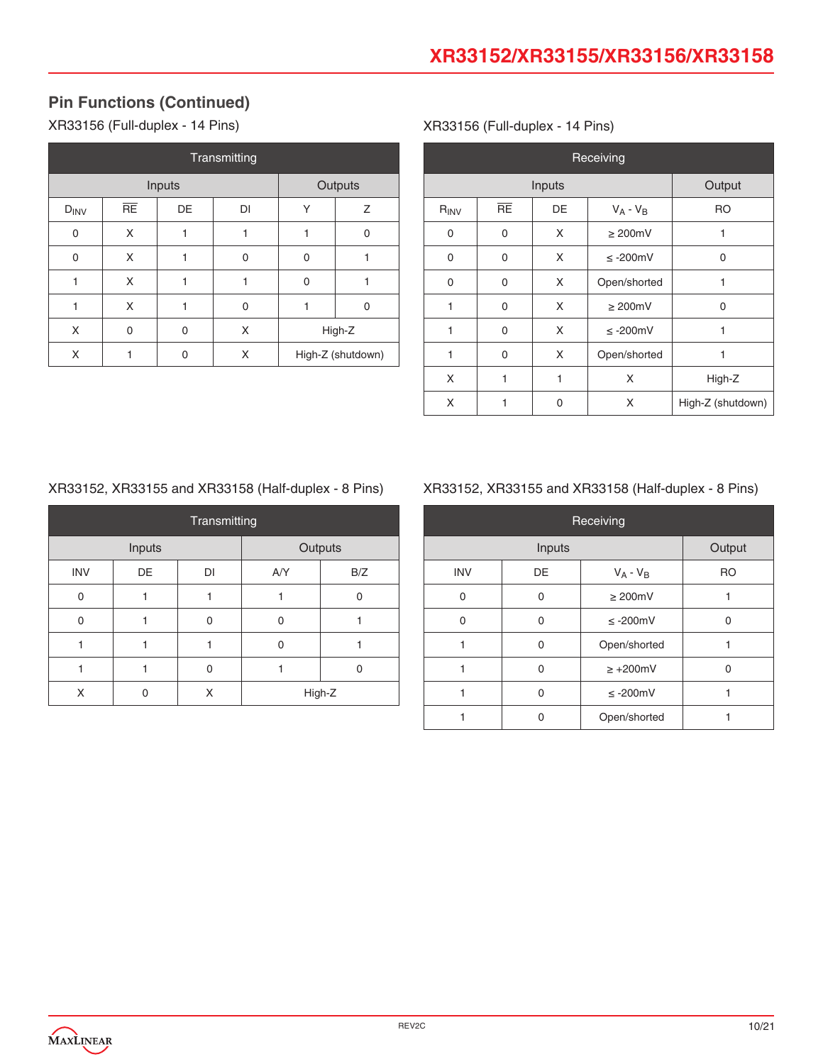## Pin Functions (Continued)

XR33156 (Full-duplex - 14 Pins)

| Transmitting | | | | | |
|---|---|---|---|---|---|
| Inputs | | | | Outputs | |
| $D_{INV}$ | $\overline{RE}$ | DE | DI | Y | Z |
| 0 | X | 1 | 1 | 1 | 0 |
| 0 | X | 1 | 0 | 0 | 1 |
| 1 | X | 1 | 1 | 0 | 1 |
| 1 | X | 1 | 0 | 1 | 0 |
| X | 0 | 0 | X | High-Z | |
| X | 1 | 0 | X | High-Z (shutdown) | |

XR33156 (Full-duplex - 14 Pins)

| Receiving | | | | |
|---|---|---|---|---|
| Inputs | | | | Output |
| $R_{INV}$ | $\overline{RE}$ | DE | $V_A - V_B$ | RO |
| 0 | 0 | X | ≥ 200mV | 1 |
| 0 | 0 | X | ≤ -200mV | 0 |
| 0 | 0 | X | Open/shorted | 1 |
| 1 | 0 | X | ≥ 200mV | 0 |
| 1 | 0 | X | ≤ -200mV | 1 |
| 1 | 0 | X | Open/shorted | 1 |
| X | 1 | 1 | X | High-Z |
| X | 1 | 0 | X | High-Z (shutdown) |

XR33152, XR33155 and XR33158 (Half-duplex - 8 Pins)

| Transmitting | | | | |
|---|---|---|---|---|
| Inputs | | | Outputs | |
| INV | DE | DI | A/Y | B/Z |
| 0 | 1 | 1 | 1 | 0 |
| 0 | 1 | 0 | 0 | 1 |
| 1 | 1 | 1 | 0 | 1 |
| 1 | 1 | 0 | 1 | 0 |
| X | 0 | X | High-Z | |

XR33152, XR33155 and XR33158 (Half-duplex - 8 Pins)

| Receiving | | | |
|---|---|---|---|
| Inputs | | | Output |
| INV | DE | $V_A - V_B$ | RO |
| 0 | 0 | ≥ 200mV | 1 |
| 0 | 0 | ≤ -200mV | 0 |
| 1 | 0 | Open/shorted | 1 |
| 1 | 0 | ≥ +200mV | 0 |
| 1 | 0 | ≤ -200mV | 1 |
| 1 | 0 | Open/shorted | 1 |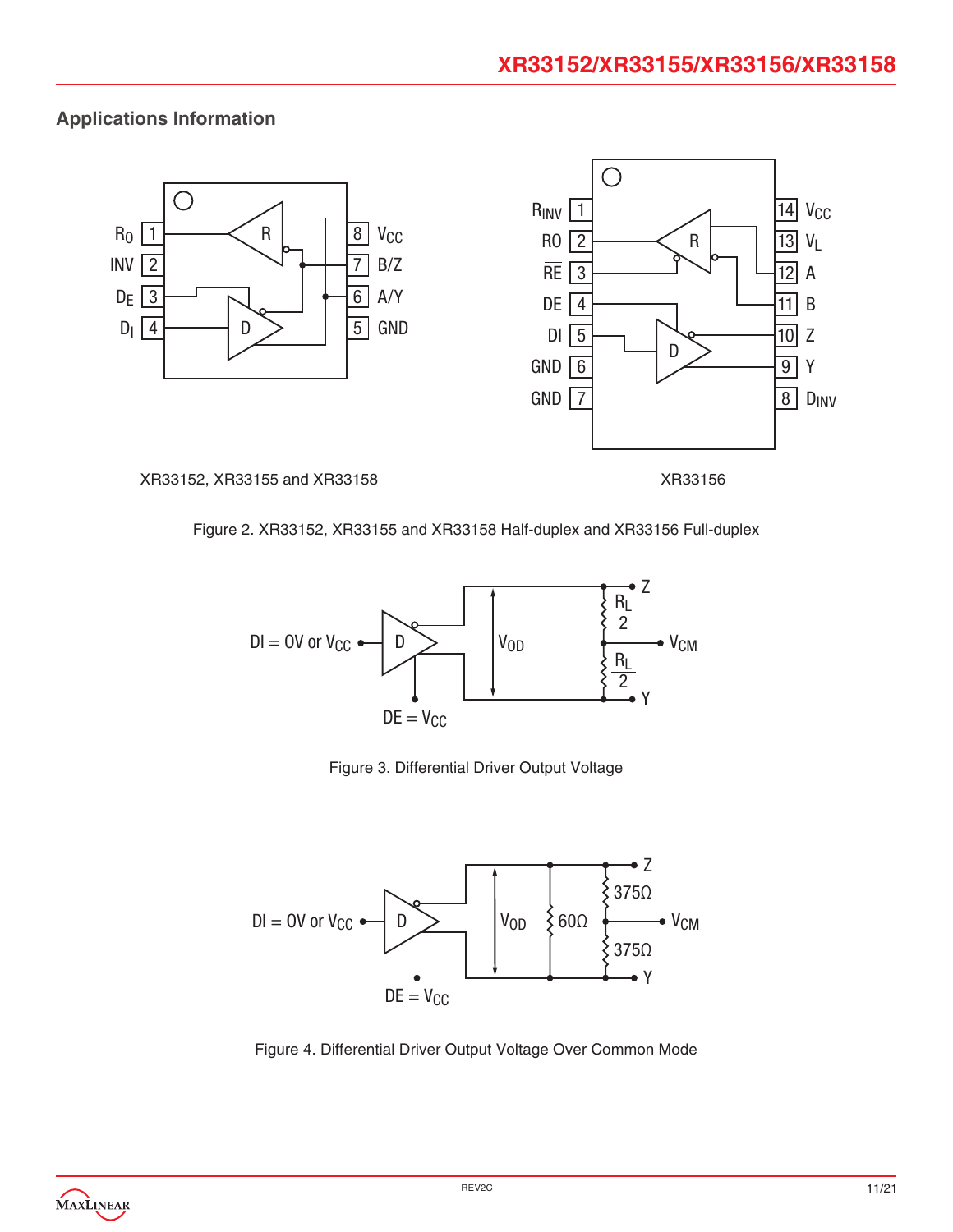## Applications Information

XR33152, XR33155 and XR33158

XR33156

Figure 2. XR33152, XR33155 and XR33158 Half-duplex and XR33156 Full-duplex

Figure 3. Differential Driver Output Voltage

Figure 4. Differential Driver Output Voltage Over Common Mode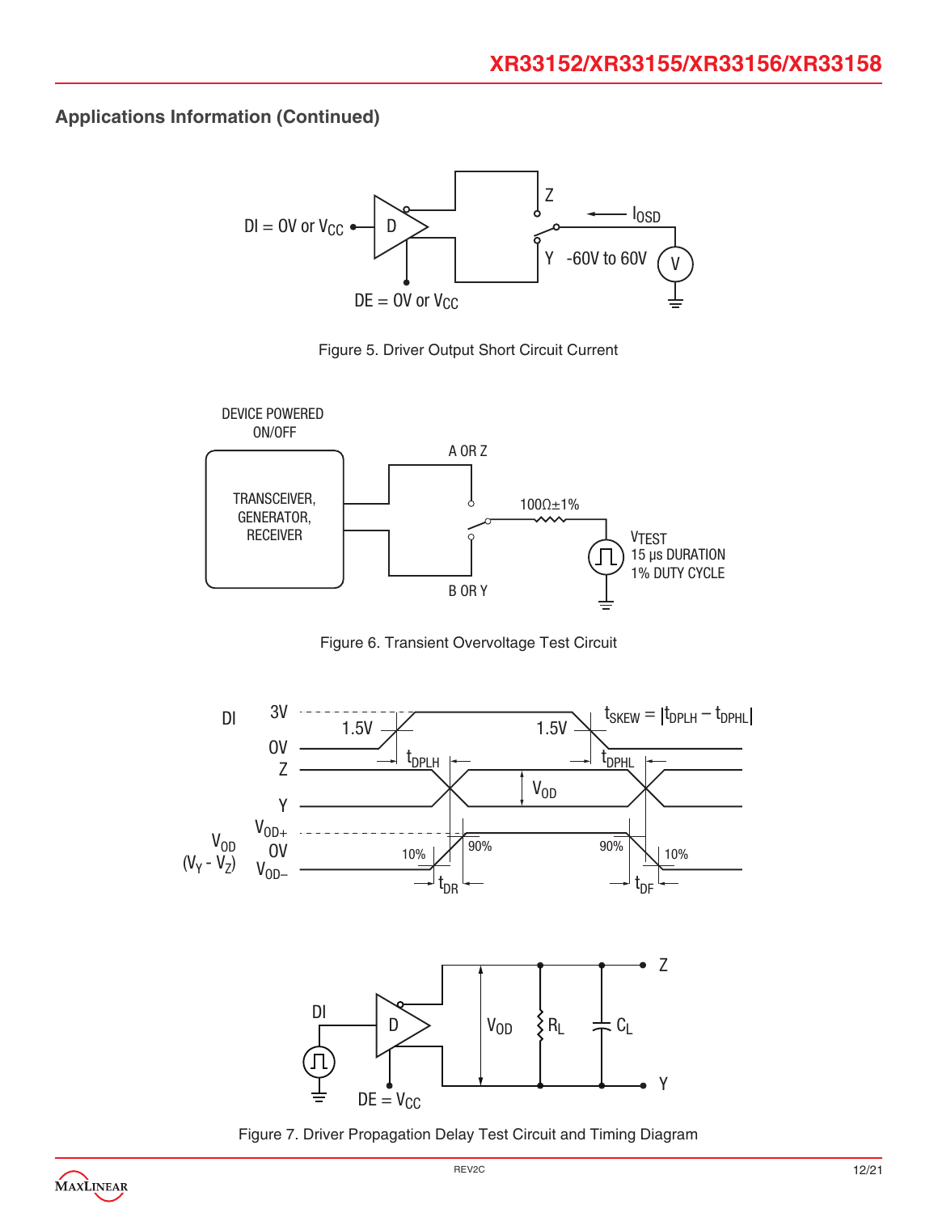## Applications Information (Continued)

Figure 5. Driver Output Short Circuit Current

Figure 6. Transient Overvoltage Test Circuit

Figure 7. Driver Propagation Delay Test Circuit and Timing Diagram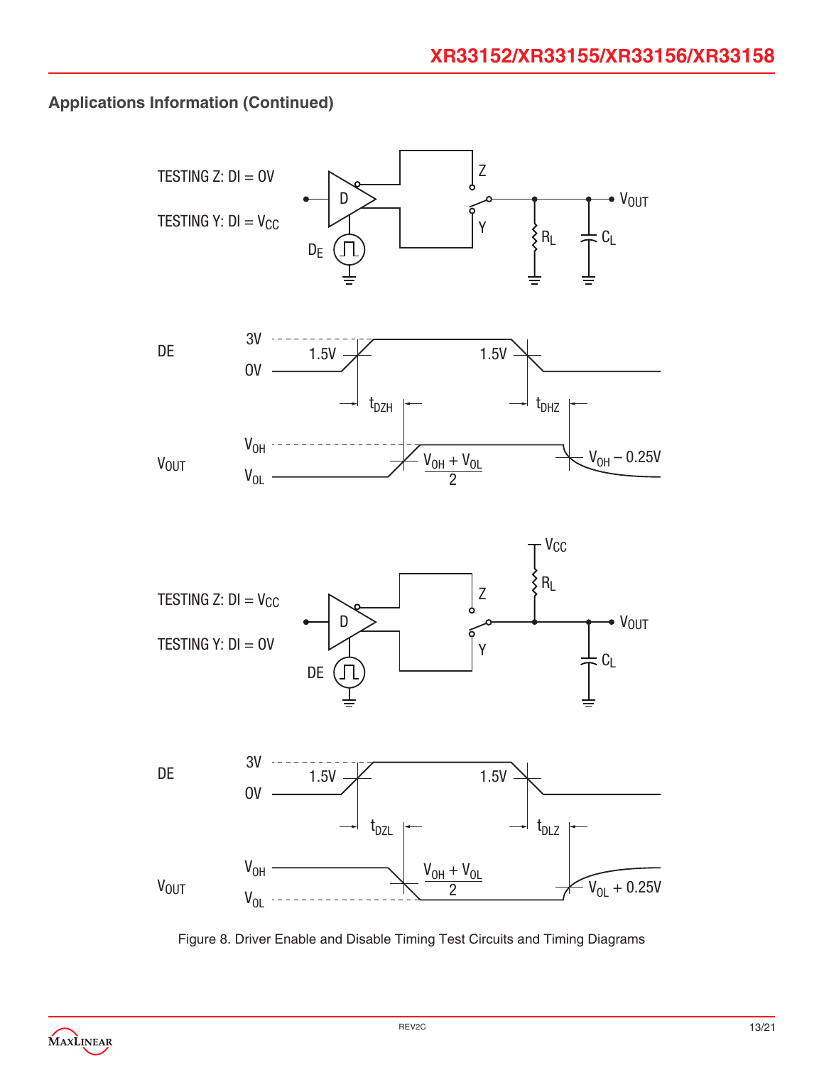## Applications Information (Continued)

Figure 8. Driver Enable and Disable Timing Test Circuits and Timing Diagrams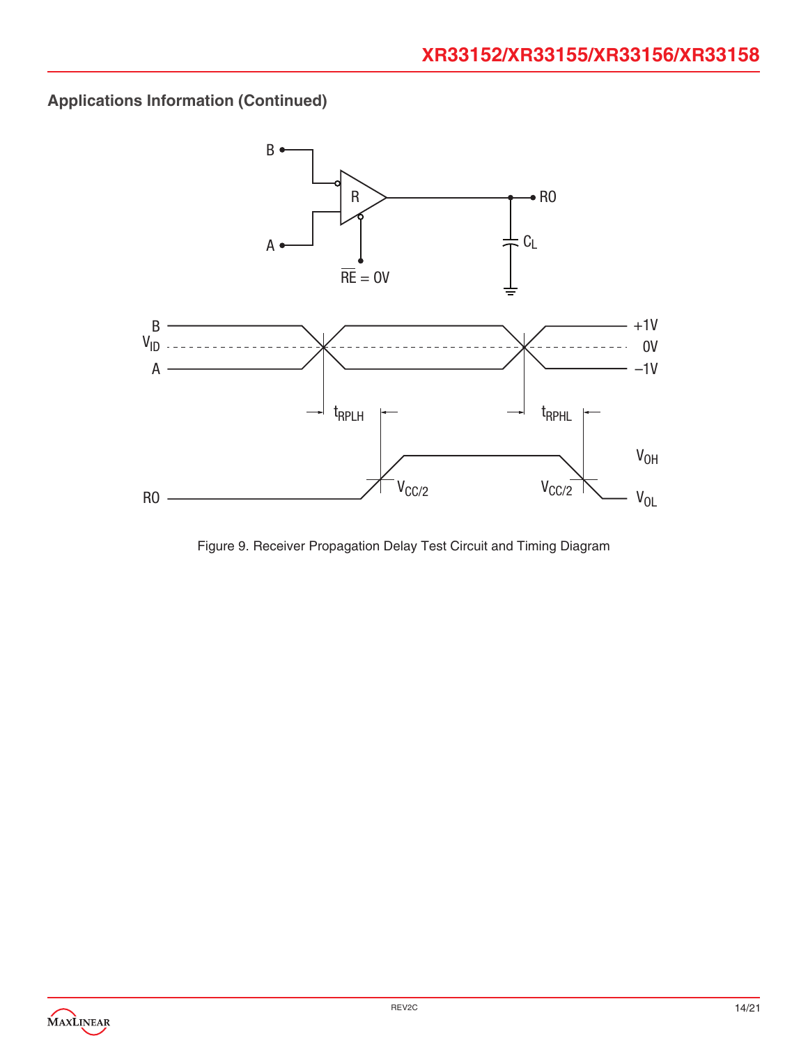## Applications Information (Continued)

Figure 9. Receiver Propagation Delay Test Circuit and Timing Diagram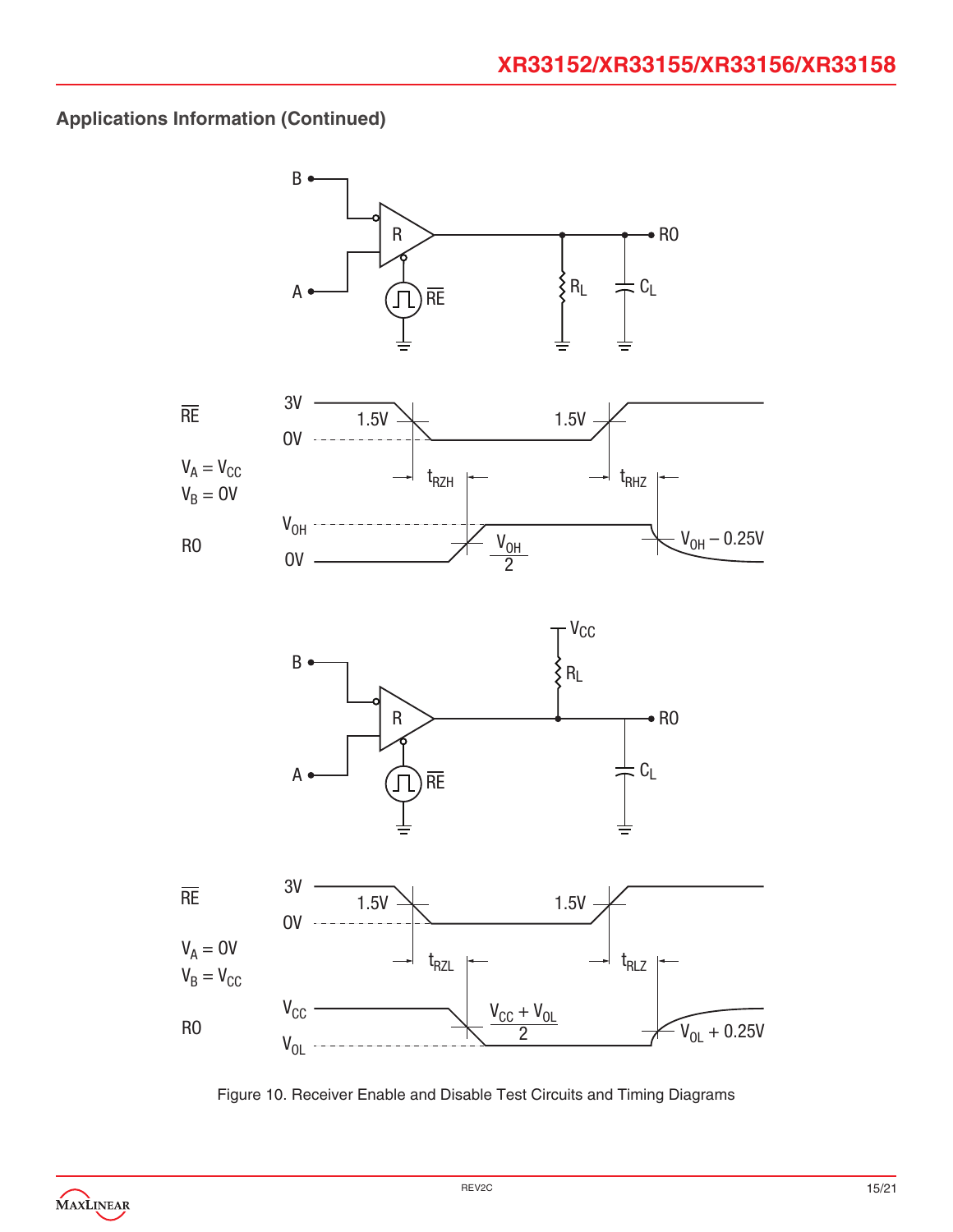## Applications Information (Continued)

Figure 10. Receiver Enable and Disable Test Circuits and Timing Diagrams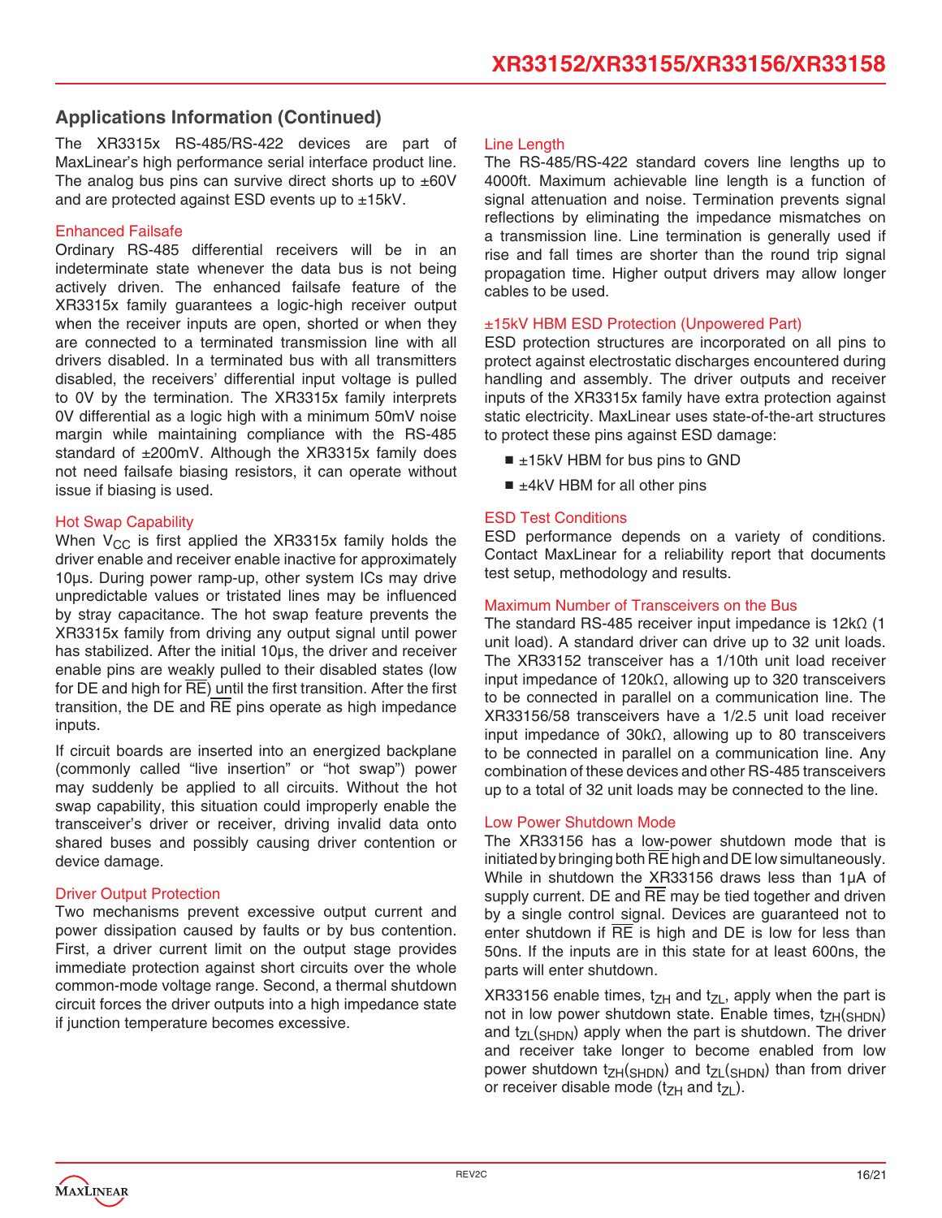## Applications Information (Continued)

The XR3315x RS-485/RS-422 devices are part of MaxLinear's high performance serial interface product line. The analog bus pins can survive direct shorts up to ±60V and are protected against ESD events up to ±15kV.

### Enhanced Failsafe

Ordinary RS-485 differential receivers will be in an indeterminate state whenever the data bus is not being actively driven. The enhanced failsafe feature of the XR3315x family guarantees a logic-high receiver output when the receiver inputs are open, shorted or when they are connected to a terminated transmission line with all drivers disabled. In a terminated bus with all transmitters disabled, the receivers' differential input voltage is pulled to 0V by the termination. The XR3315x family interprets 0V differential as a logic high with a minimum 50mV noise margin while maintaining compliance with the RS-485 standard of ±200mV. Although the XR3315x family does not need failsafe biasing resistors, it can operate without issue if biasing is used.

### Hot Swap Capability

When $V_{CC}$ is first applied the XR3315x family holds the driver enable and receiver enable inactive for approximately 10µs. During power ramp-up, other system ICs may drive unpredictable values or tristated lines may be influenced by stray capacitance. The hot swap feature prevents the XR3315x family from driving any output signal until power has stabilized. After the initial 10µs, the driver and receiver enable pins are weakly pulled to their disabled states (low for DE and high for $\overline{RE}$) until the first transition. After the first transition, the DE and $\overline{RE}$ pins operate as high impedance inputs.

If circuit boards are inserted into an energized backplane (commonly called "live insertion" or "hot swap") power may suddenly be applied to all circuits. Without the hot swap capability, this situation could improperly enable the transceiver's driver or receiver, driving invalid data onto shared buses and possibly causing driver contention or device damage.

### Driver Output Protection

Two mechanisms prevent excessive output current and power dissipation caused by faults or by bus contention. First, a driver current limit on the output stage provides immediate protection against short circuits over the whole common-mode voltage range. Second, a thermal shutdown circuit forces the driver outputs into a high impedance state if junction temperature becomes excessive.

### Line Length

The RS-485/RS-422 standard covers line lengths up to 4000ft. Maximum achievable line length is a function of signal attenuation and noise. Termination prevents signal reflections by eliminating the impedance mismatches on a transmission line. Line termination is generally used if rise and fall times are shorter than the round trip signal propagation time. Higher output drivers may allow longer cables to be used.

### ±15kV HBM ESD Protection (Unpowered Part)

ESD protection structures are incorporated on all pins to protect against electrostatic discharges encountered during handling and assembly. The driver outputs and receiver inputs of the XR3315x family have extra protection against static electricity. MaxLinear uses state-of-the-art structures to protect these pins against ESD damage:

- ±15kV HBM for bus pins to GND
- ±4kV HBM for all other pins

### ESD Test Conditions

ESD performance depends on a variety of conditions. Contact MaxLinear for a reliability report that documents test setup, methodology and results.

### Maximum Number of Transceivers on the Bus

The standard RS-485 receiver input impedance is 12kΩ (1 unit load). A standard driver can drive up to 32 unit loads. The XR33152 transceiver has a 1/10th unit load receiver input impedance of 120kΩ, allowing up to 320 transceivers to be connected in parallel on a communication line. The XR33156/58 transceivers have a 1/2.5 unit load receiver input impedance of 30kΩ, allowing up to 80 transceivers to be connected in parallel on a communication line. Any combination of these devices and other RS-485 transceivers up to a total of 32 unit loads may be connected to the line.

### Low Power Shutdown Mode

The XR33156 has a low-power shutdown mode that is initiated by bringing both $\overline{RE}$ high and DE low simultaneously. While in shutdown the XR33156 draws less than 1µA of supply current. DE and $\overline{RE}$ may be tied together and driven by a single control signal. Devices are guaranteed not to enter shutdown if $\overline{RE}$ is high and DE is low for less than 50ns. If the inputs are in this state for at least 600ns, the parts will enter shutdown.

XR33156 enable times, $t_{ZH}$ and $t_{ZL}$, apply when the part is not in low power shutdown state. Enable times, $t_{ZH(SHDN)}$ and $t_{ZL(SHDN)}$ apply when the part is shutdown. The driver and receiver take longer to become enabled from low power shutdown $t_{ZH(SHDN)}$ and $t_{ZL(SHDN)}$ than from driver or receiver disable mode ($t_{ZH}$ and $t_{ZL}$).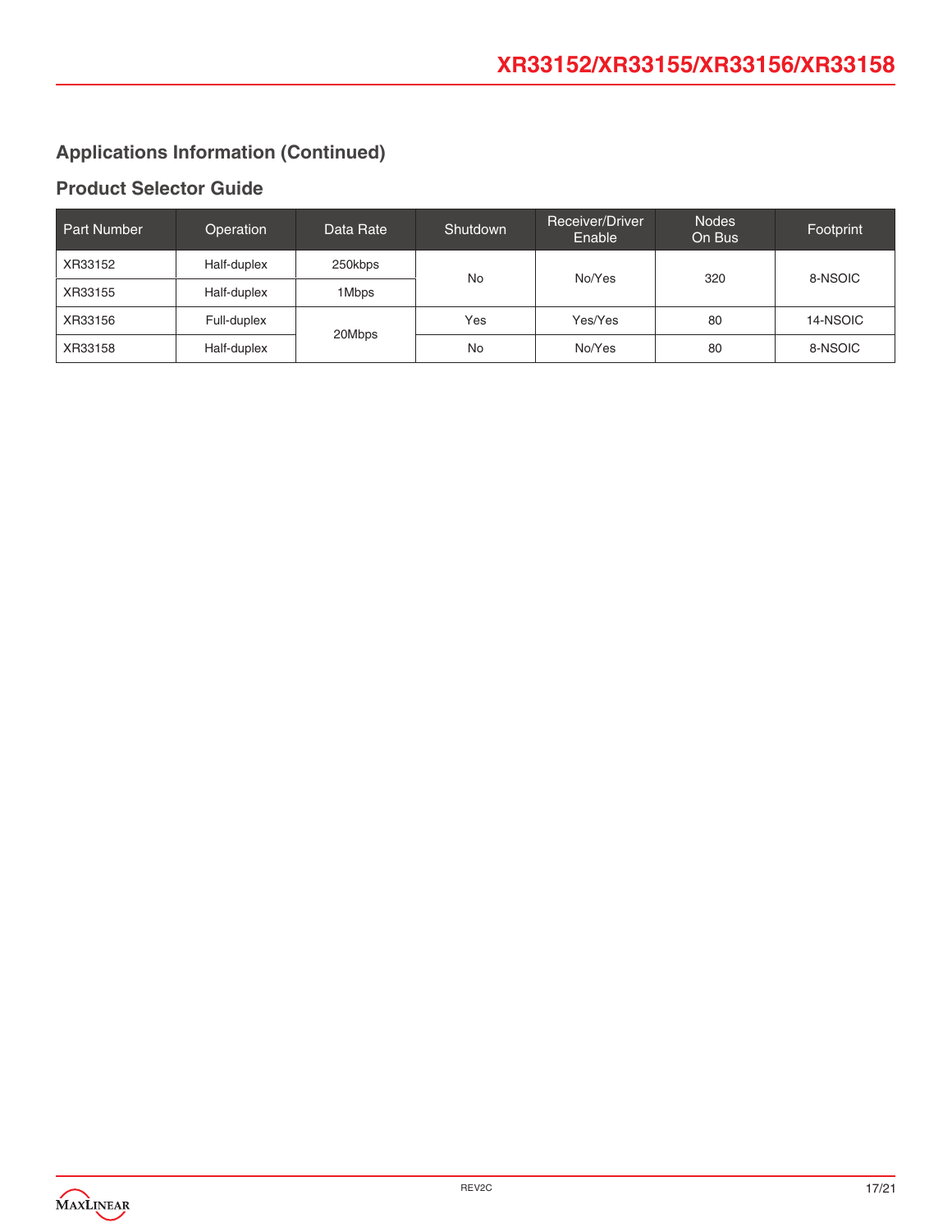## Applications Information (Continued)

### Product Selector Guide

| Part Number | Operation | Data Rate | Shutdown | Receiver/Driver Enable | Nodes On Bus | Footprint |
|---|---|---|---|---|---|---|
| XR33152 | Half-duplex | 250kbps | No | No/Yes | 320 | 8-NSOIC |
| XR33155 | Half-duplex | 1Mbps | | | | |
| XR33156 | Full-duplex | 20Mbps | Yes | Yes/Yes | 80 | 14-NSOIC |
| XR33158 | Half-duplex | | No | No/Yes | 80 | 8-NSOIC |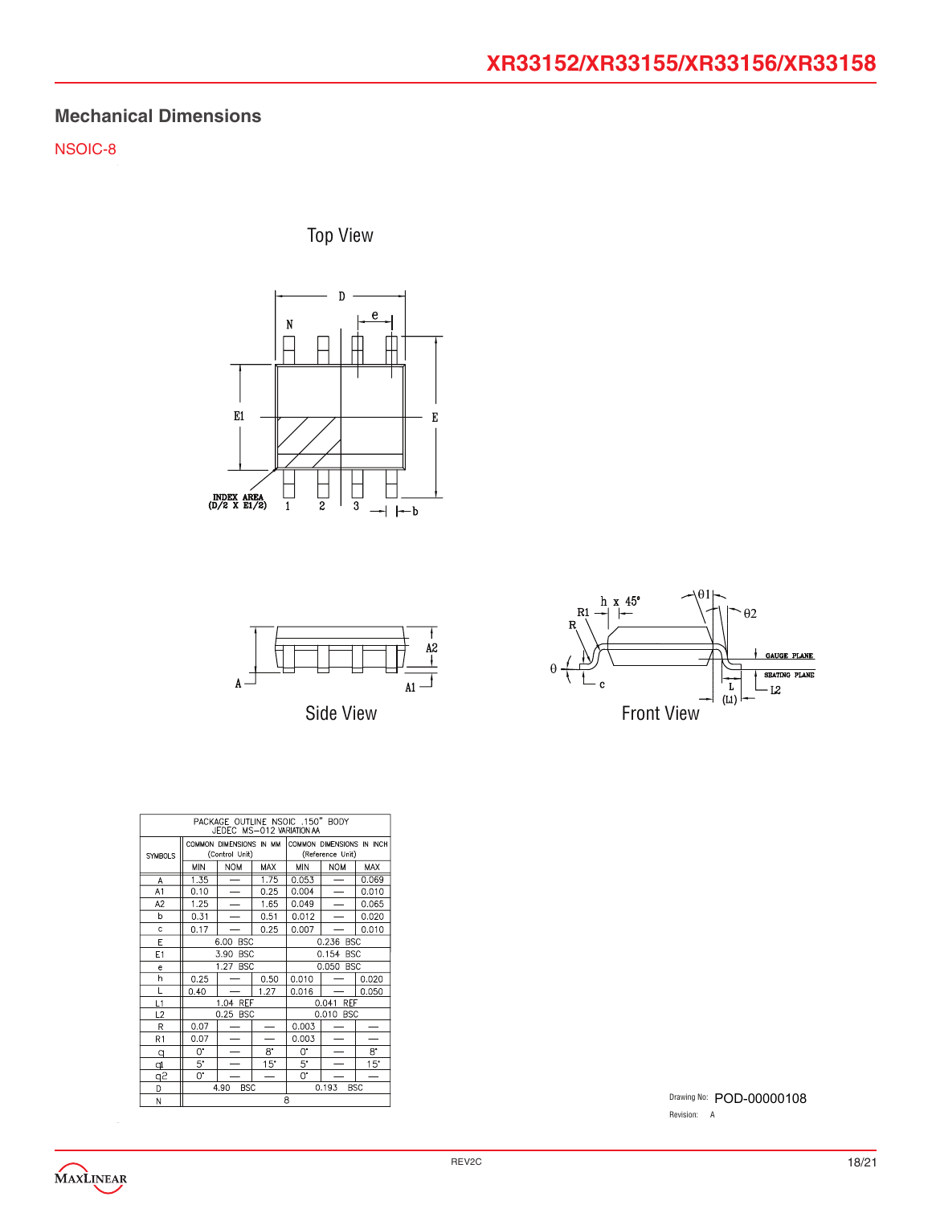## Mechanical Dimensions

NSOIC-8

Top View

Side View

Front View

| PACKAGE OUTLINE NSOIC .150" BODY JEDEC MS–012 VARIATION AA | | | | | | |
|---|---|---|---|---|---|---|
| SYMBOLS | COMMON DIMENSIONS IN MM (Control Unit) | | | COMMON DIMENSIONS IN INCH (Reference Unit) | | |
| | MIN | NOM | MAX | MIN | NOM | MAX |
| A | 1.35 | — | 1.75 | 0.053 | — | 0.069 |
| A1 | 0.10 | — | 0.25 | 0.004 | — | 0.010 |
| A2 | 1.25 | — | 1.65 | 0.049 | — | 0.065 |
| b | 0.31 | — | 0.51 | 0.012 | — | 0.020 |
| c | 0.17 | — | 0.25 | 0.007 | — | 0.010 |
| E | 6.00 BSC | | | 0.236 BSC | | |
| E1 | 3.90 BSC | | | 0.154 BSC | | |
| e | 1.27 BSC | | | 0.050 BSC | | |
| h | 0.25 | — | 0.50 | 0.010 | — | 0.020 |
| L | 0.40 | — | 1.27 | 0.016 | — | 0.050 |
| L1 | 1.04 REF | | | 0.041 REF | | |
| L2 | 0.25 BSC | | | 0.010 BSC | | |
| R | 0.07 | — | — | 0.003 | — | — |
| R1 | 0.07 | — | — | 0.003 | — | — |
| θ | 0° | — | 8° | 0° | — | 8° |
| θ1 | 5° | — | 15° | 5° | — | 15° |
| θ2 | 0° | — | — | 0° | — | — |
| D | 4.90 BSC | | | 0.193 BSC | | |
| N | 8 | | | | | |

Drawing No: POD-00000108

Revision: A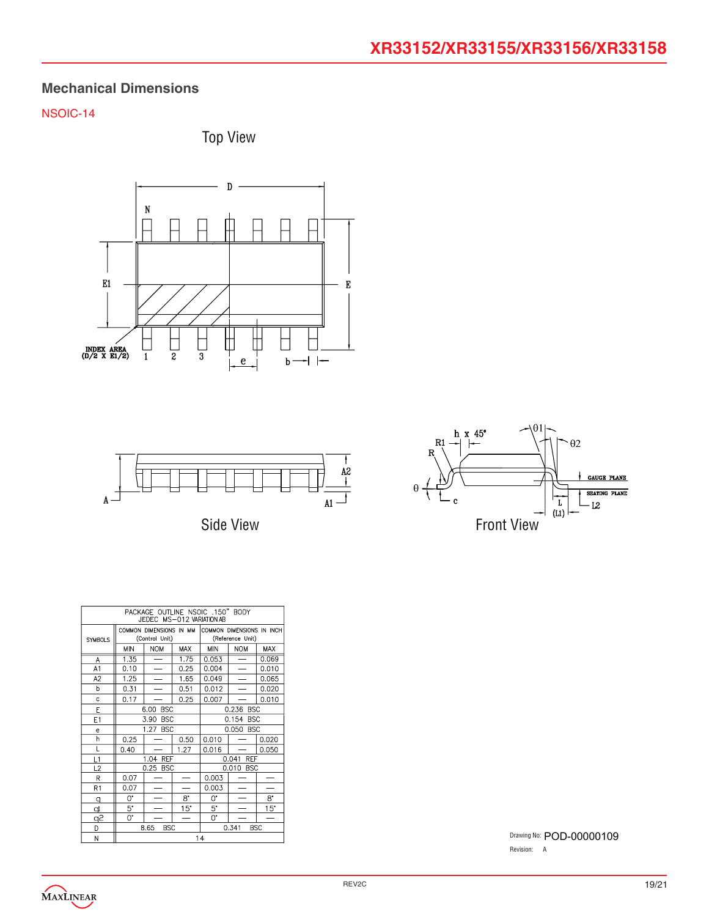## Mechanical Dimensions

NSOIC-14

Top View

Side View

Front View

| PACKAGE OUTLINE NSOIC .150" BODY JEDEC MS−012 VARIATION AB | | | | | | |
|---|---|---|---|---|---|---|
| SYMBOLS | COMMON DIMENSIONS IN MM (Control Unit) | | | COMMON DIMENSIONS IN INCH (Reference Unit) | | |
| | MIN | NOM | MAX | MIN | NOM | MAX |
| A | 1.35 | — | 1.75 | 0.053 | — | 0.069 |
| A1 | 0.10 | — | 0.25 | 0.004 | — | 0.010 |
| A2 | 1.25 | — | 1.65 | 0.049 | — | 0.065 |
| b | 0.31 | — | 0.51 | 0.012 | — | 0.020 |
| c | 0.17 | — | 0.25 | 0.007 | — | 0.010 |
| E | 6.00 BSC | | | 0.236 BSC | | |
| E1 | 3.90 BSC | | | 0.154 BSC | | |
| e | 1.27 BSC | | | 0.050 BSC | | |
| h | 0.25 | — | 0.50 | 0.010 | — | 0.020 |
| L | 0.40 | — | 1.27 | 0.016 | — | 0.050 |
| L1 | 1.04 REF | | | 0.041 REF | | |
| L2 | 0.25 BSC | | | 0.010 BSC | | |
| R | 0.07 | — | — | 0.003 | — | — |
| R1 | 0.07 | — | — | 0.003 | — | — |
| θ | 0° | — | 8° | 0° | — | 8° |
| θ1 | 5° | — | 15° | 5° | — | 15° |
| θ2 | 0° | — | — | 0° | — | — |
| D | 8.65 BSC | | | 0.341 BSC | | |
| N | 14 | | | | | |

Drawing No: POD-00000109

Revision: A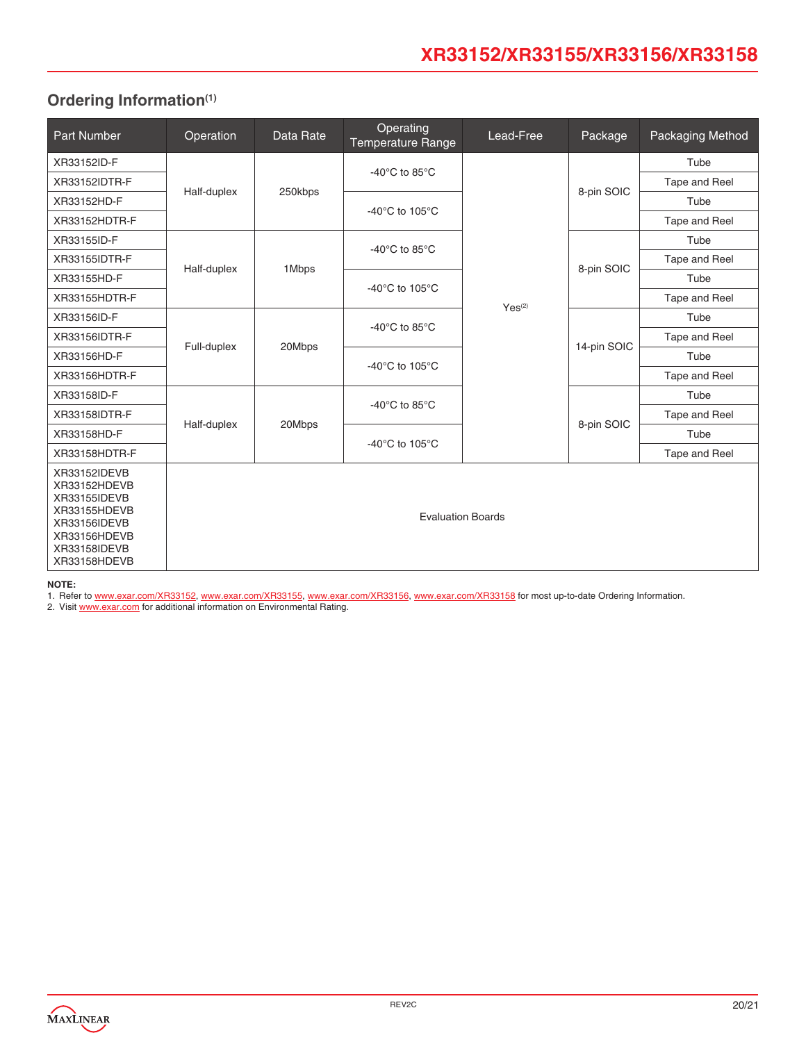## Ordering Information[1]

| Part Number | Operation | Data Rate | Operating Temperature Range | Lead-Free | Package | Packaging Method |
|---|---|---|---|---|---|---|
| XR33152ID-F | Half-duplex | 250kbps | -40°C to 85°C | Yes[2] | 8-pin SOIC | Tube |
| XR33152IDTR-F | Half-duplex | 250kbps | -40°C to 85°C | Yes[2] | 8-pin SOIC | Tape and Reel |
| XR33152HD-F | Half-duplex | 250kbps | -40°C to 105°C | Yes[2] | 8-pin SOIC | Tube |
| XR33152HDTR-F | Half-duplex | 250kbps | -40°C to 105°C | Yes[2] | 8-pin SOIC | Tape and Reel |
| XR33155ID-F | Half-duplex | 1Mbps | -40°C to 85°C | Yes[2] | 8-pin SOIC | Tube |
| XR33155IDTR-F | Half-duplex | 1Mbps | -40°C to 85°C | Yes[2] | 8-pin SOIC | Tape and Reel |
| XR33155HD-F | Half-duplex | 1Mbps | -40°C to 105°C | Yes[2] | 8-pin SOIC | Tube |
| XR33155HDTR-F | Half-duplex | 1Mbps | -40°C to 105°C | Yes[2] | 8-pin SOIC | Tape and Reel |
| XR33156ID-F | Full-duplex | 20Mbps | -40°C to 85°C | Yes[2] | 14-pin SOIC | Tube |
| XR33156IDTR-F | Full-duplex | 20Mbps | -40°C to 85°C | Yes[2] | 14-pin SOIC | Tape and Reel |
| XR33156HD-F | Full-duplex | 20Mbps | -40°C to 105°C | Yes[2] | 14-pin SOIC | Tube |
| XR33156HDTR-F | Full-duplex | 20Mbps | -40°C to 105°C | Yes[2] | 14-pin SOIC | Tape and Reel |
| XR33158ID-F | Half-duplex | 20Mbps | -40°C to 85°C | Yes[2] | 8-pin SOIC | Tube |
| XR33158IDTR-F | Half-duplex | 20Mbps | -40°C to 85°C | Yes[2] | 8-pin SOIC | Tape and Reel |
| XR33158HD-F | Half-duplex | 20Mbps | -40°C to 105°C | Yes[2] | 8-pin SOIC | Tube |
| XR33158HDTR-F | Half-duplex | 20Mbps | -40°C to 105°C | Yes[2] | 8-pin SOIC | Tape and Reel |
| XR33152IDEVB<br>XR33152HDEVB<br>XR33155IDEVB<br>XR33155HDEVB<br>XR33156IDEVB<br>XR33156HDEVB<br>XR33158IDEVB<br>XR33158HDEVB | Evaluation Boards | | | | | |

**NOTE:**

1. Refer to www.exar.com/XR33152, www.exar.com/XR33155, www.exar.com/XR33156, www.exar.com/XR33158 for most up-to-date Ordering Information.
2. Visit www.exar.com for additional information on Environmental Rating.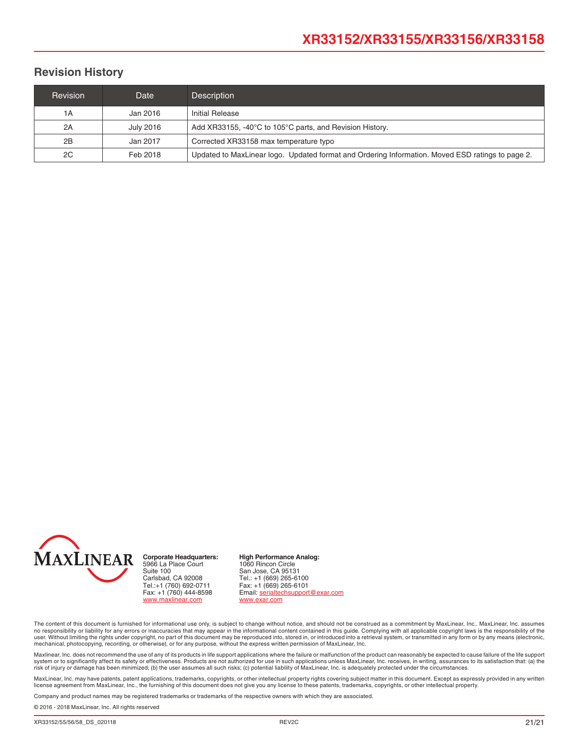## Revision History

| Revision | Date | Description |
|---|---|---|
| 1A | Jan 2016 | Initial Release |
| 2A | July 2016 | Add XR33155, -40°C to 105°C parts, and Revision History. |
| 2B | Jan 2017 | Corrected XR33158 max temperature typo |
| 2C | Feb 2018 | Updated to MaxLinear logo. Updated format and Ordering Information. Moved ESD ratings to page 2. |

**Corporate Headquarters:**
5966 La Place Court
Suite 100
Carlsbad, CA 92008
Tel.:+1 (760) 692-0711
Fax: +1 (760) 444-8598
www.maxlinear.com

**High Performance Analog:**
1060 Rincon Circle
San Jose, CA 95131
Tel.: +1 (669) 265-6100
Fax: +1 (669) 265-6101
Email: serialtechsupport@exar.com
www.exar.com

The content of this document is furnished for informational use only, is subject to change without notice, and should not be construed as a commitment by MaxLinear, Inc.. MaxLinear, Inc. assumes no responsibility or liability for any errors or inaccuracies that may appear in the informational content contained in this guide. Complying with all applicable copyright laws is the responsibility of the user. Without limiting the rights under copyright, no part of this document may be reproduced into, stored in, or introduced into a retrieval system, or transmitted in any form or by any means (electronic, mechanical, photocopying, recording, or otherwise), or for any purpose, without the express written permission of MaxLinear, Inc.

Maxlinear, Inc. does not recommend the use of any of its products in life support applications where the failure or malfunction of the product can reasonably be expected to cause failure of the life support system or to significantly affect its safety or effectiveness. Products are not authorized for use in such applications unless MaxLinear, Inc. receives, in writing, assurances to its satisfaction that: (a) the risk of injury or damage has been minimized; (b) the user assumes all such risks; (c) potential liability of MaxLinear, Inc. is adequately protected under the circumstances.

MaxLinear, Inc. may have patents, patent applications, trademarks, copyrights, or other intellectual property rights covering subject matter in this document. Except as expressly provided in any written license agreement from MaxLinear, Inc., the furnishing of this document does not give you any license to these patents, trademarks, copyrights, or other intellectual property.

Company and product names may be registered trademarks or trademarks of the respective owners with which they are associated.

© 2016 - 2018 MaxLinear, Inc. All rights reserved

XR33152/55/56/58_DS_020118 REV2C